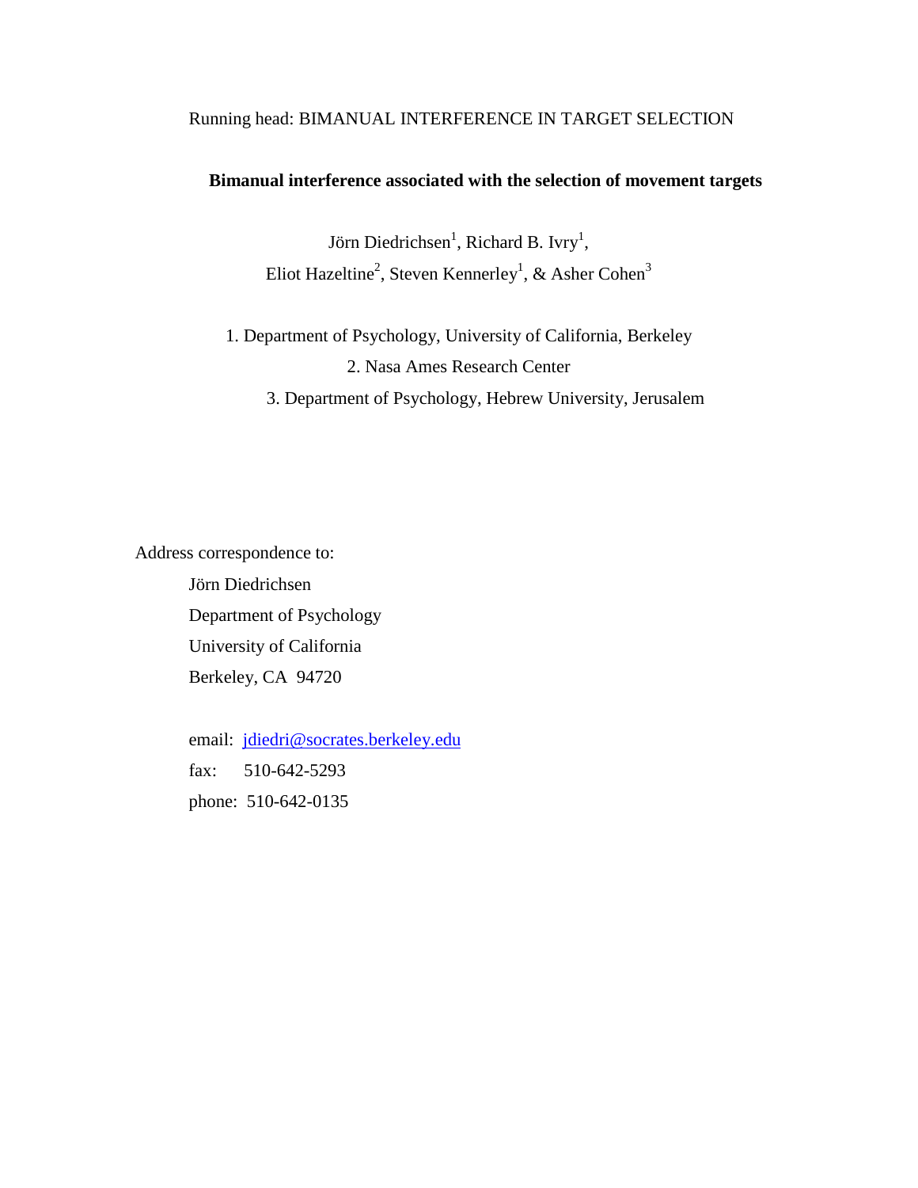Running head: BIMANUAL INTERFERENCE IN TARGET SELECTION

# Bimanual interference associated with the selection of movement targets

Jörn Diedrichsen[1], Richard B. Ivry[1],
Eliot Hazeltine[2], Steven Kennerley[1], & Asher Cohen[3]

1. Department of Psychology, University of California, Berkeley
2. Nasa Ames Research Center
3. Department of Psychology, Hebrew University, Jerusalem

Address correspondence to:

Jörn Diedrichsen
Department of Psychology
University of California
Berkeley, CA 94720

email: jdiedri@socrates.berkeley.edu
fax: 510-642-5293
phone: 510-642-0135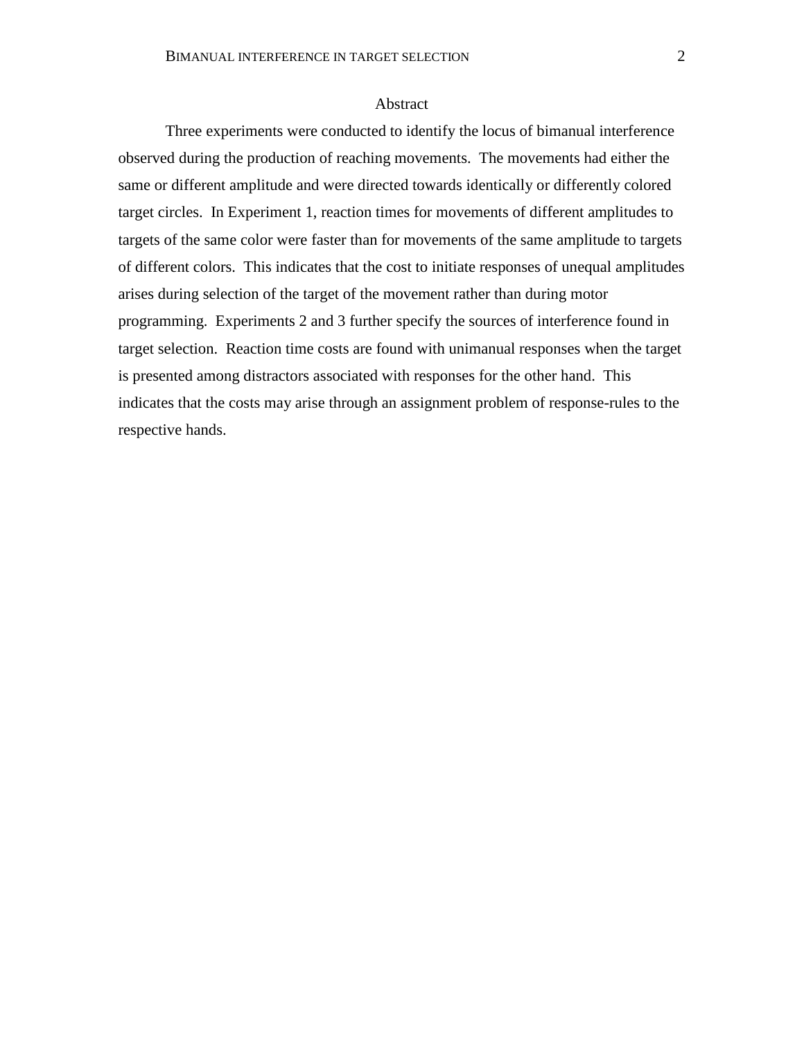# Abstract

Three experiments were conducted to identify the locus of bimanual interference observed during the production of reaching movements. The movements had either the same or different amplitude and were directed towards identically or differently colored target circles. In Experiment 1, reaction times for movements of different amplitudes to targets of the same color were faster than for movements of the same amplitude to targets of different colors. This indicates that the cost to initiate responses of unequal amplitudes arises during selection of the target of the movement rather than during motor programming. Experiments 2 and 3 further specify the sources of interference found in target selection. Reaction time costs are found with unimanual responses when the target is presented among distractors associated with responses for the other hand. This indicates that the costs may arise through an assignment problem of response-rules to the respective hands.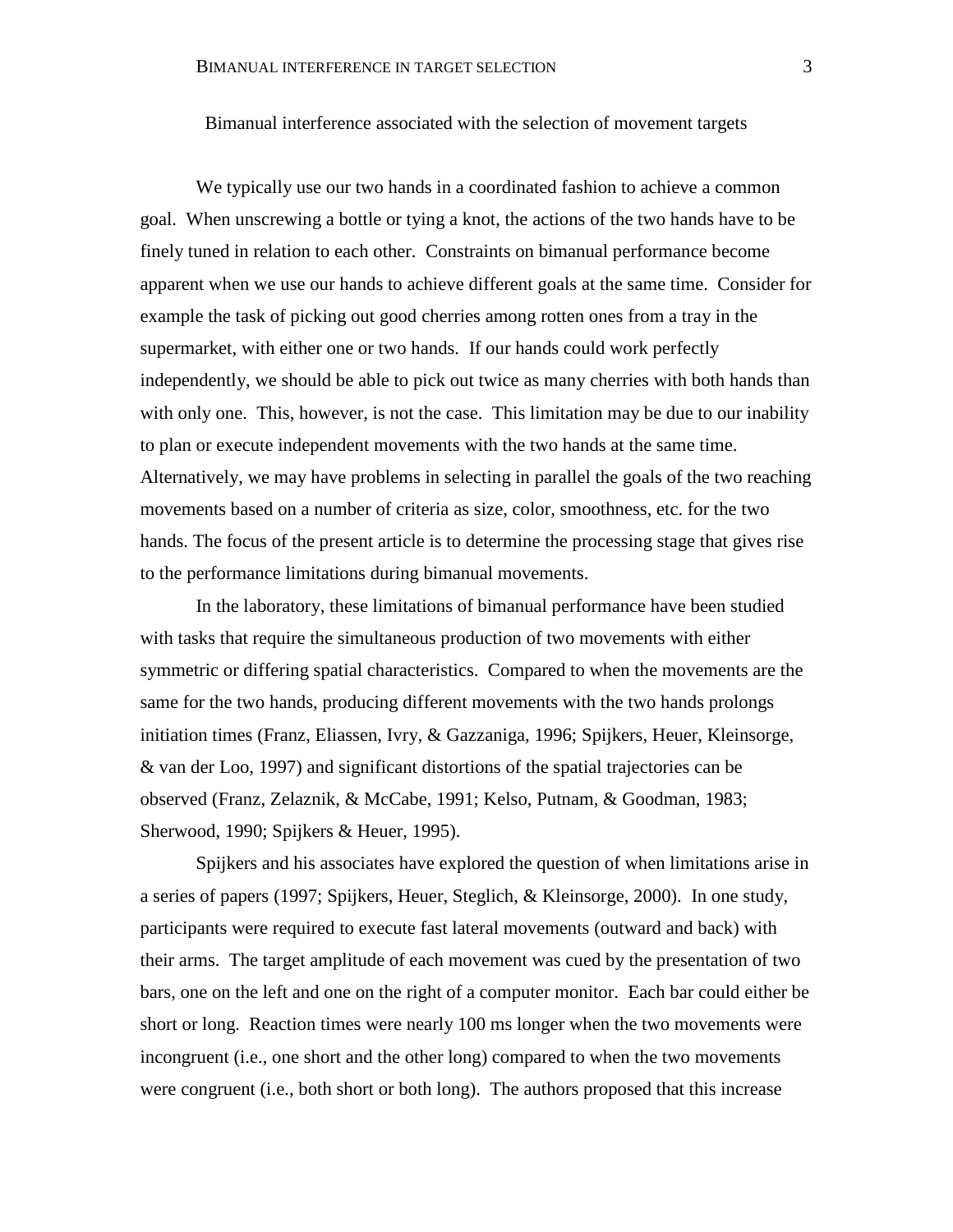# Bimanual interference associated with the selection of movement targets

We typically use our two hands in a coordinated fashion to achieve a common goal. When unscrewing a bottle or tying a knot, the actions of the two hands have to be finely tuned in relation to each other. Constraints on bimanual performance become apparent when we use our hands to achieve different goals at the same time. Consider for example the task of picking out good cherries among rotten ones from a tray in the supermarket, with either one or two hands. If our hands could work perfectly independently, we should be able to pick out twice as many cherries with both hands than with only one. This, however, is not the case. This limitation may be due to our inability to plan or execute independent movements with the two hands at the same time. Alternatively, we may have problems in selecting in parallel the goals of the two reaching movements based on a number of criteria as size, color, smoothness, etc. for the two hands. The focus of the present article is to determine the processing stage that gives rise to the performance limitations during bimanual movements.

In the laboratory, these limitations of bimanual performance have been studied with tasks that require the simultaneous production of two movements with either symmetric or differing spatial characteristics. Compared to when the movements are the same for the two hands, producing different movements with the two hands prolongs initiation times (Franz, Eliassen, Ivry, & Gazzaniga, 1996; Spijkers, Heuer, Kleinsorge, & van der Loo, 1997) and significant distortions of the spatial trajectories can be observed (Franz, Zelaznik, & McCabe, 1991; Kelso, Putnam, & Goodman, 1983; Sherwood, 1990; Spijkers & Heuer, 1995).

Spijkers and his associates have explored the question of when limitations arise in a series of papers (1997; Spijkers, Heuer, Steglich, & Kleinsorge, 2000). In one study, participants were required to execute fast lateral movements (outward and back) with their arms. The target amplitude of each movement was cued by the presentation of two bars, one on the left and one on the right of a computer monitor. Each bar could either be short or long. Reaction times were nearly 100 ms longer when the two movements were incongruent (i.e., one short and the other long) compared to when the two movements were congruent (i.e., both short or both long). The authors proposed that this increase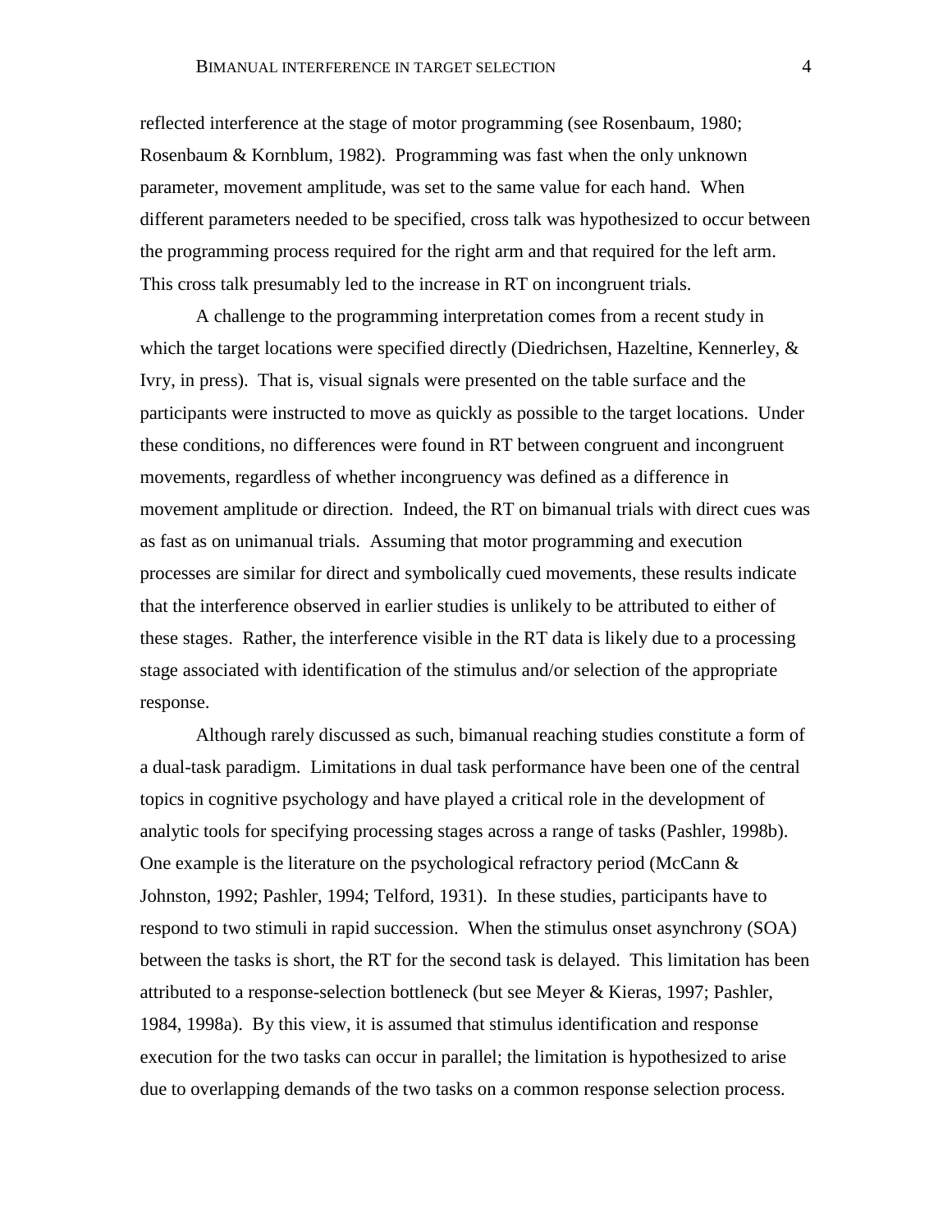reflected interference at the stage of motor programming (see Rosenbaum, 1980; Rosenbaum & Kornblum, 1982). Programming was fast when the only unknown parameter, movement amplitude, was set to the same value for each hand. When different parameters needed to be specified, cross talk was hypothesized to occur between the programming process required for the right arm and that required for the left arm. This cross talk presumably led to the increase in RT on incongruent trials.

A challenge to the programming interpretation comes from a recent study in which the target locations were specified directly (Diedrichsen, Hazeltine, Kennerley, & Ivry, in press). That is, visual signals were presented on the table surface and the participants were instructed to move as quickly as possible to the target locations. Under these conditions, no differences were found in RT between congruent and incongruent movements, regardless of whether incongruency was defined as a difference in movement amplitude or direction. Indeed, the RT on bimanual trials with direct cues was as fast as on unimanual trials. Assuming that motor programming and execution processes are similar for direct and symbolically cued movements, these results indicate that the interference observed in earlier studies is unlikely to be attributed to either of these stages. Rather, the interference visible in the RT data is likely due to a processing stage associated with identification of the stimulus and/or selection of the appropriate response.

Although rarely discussed as such, bimanual reaching studies constitute a form of a dual-task paradigm. Limitations in dual task performance have been one of the central topics in cognitive psychology and have played a critical role in the development of analytic tools for specifying processing stages across a range of tasks (Pashler, 1998b). One example is the literature on the psychological refractory period (McCann & Johnston, 1992; Pashler, 1994; Telford, 1931). In these studies, participants have to respond to two stimuli in rapid succession. When the stimulus onset asynchrony (SOA) between the tasks is short, the RT for the second task is delayed. This limitation has been attributed to a response-selection bottleneck (but see Meyer & Kieras, 1997; Pashler, 1984, 1998a). By this view, it is assumed that stimulus identification and response execution for the two tasks can occur in parallel; the limitation is hypothesized to arise due to overlapping demands of the two tasks on a common response selection process.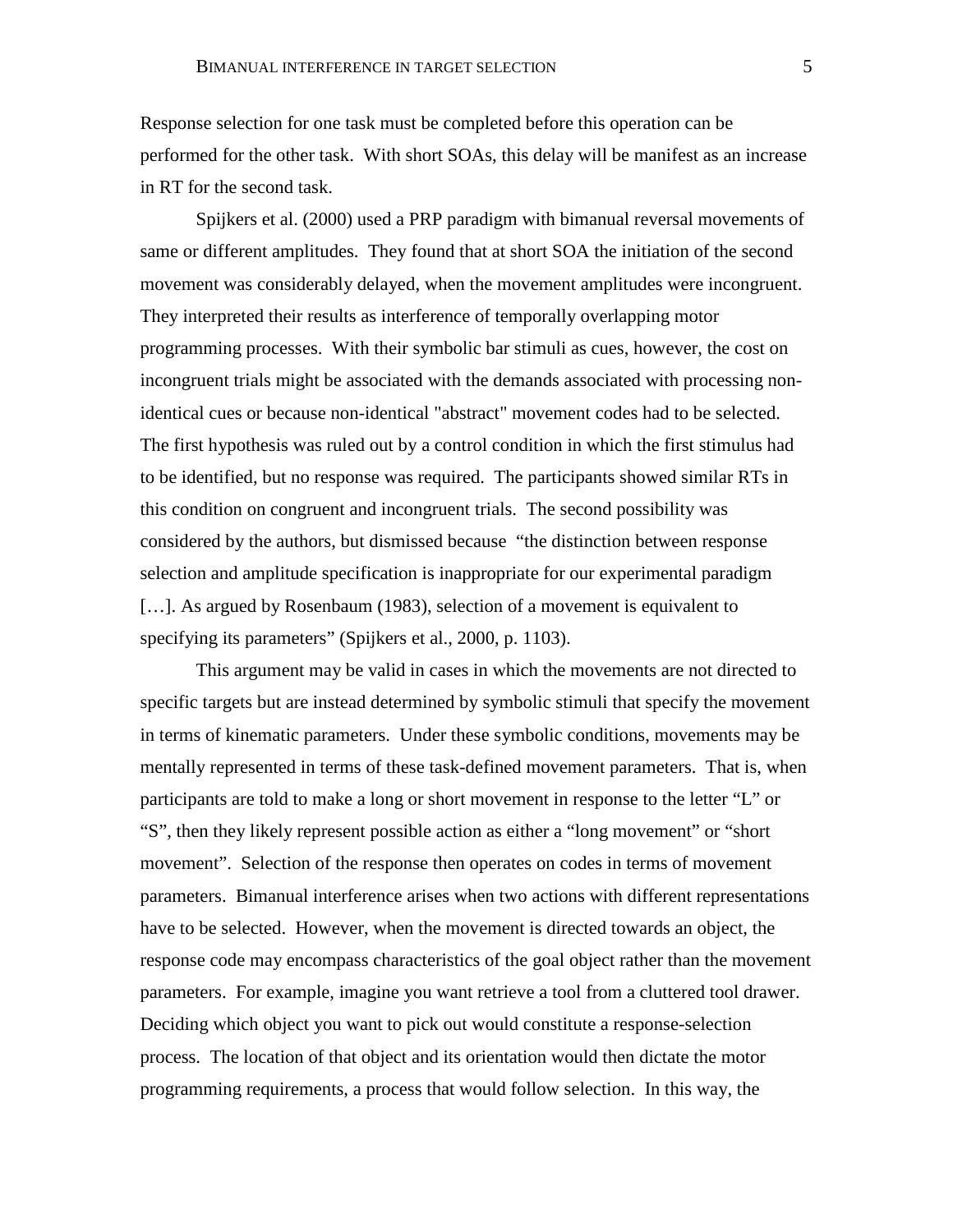Response selection for one task must be completed before this operation can be performed for the other task. With short SOAs, this delay will be manifest as an increase in RT for the second task.

Spijkers et al. (2000) used a PRP paradigm with bimanual reversal movements of same or different amplitudes. They found that at short SOA the initiation of the second movement was considerably delayed, when the movement amplitudes were incongruent. They interpreted their results as interference of temporally overlapping motor programming processes. With their symbolic bar stimuli as cues, however, the cost on incongruent trials might be associated with the demands associated with processing non-identical cues or because non-identical "abstract" movement codes had to be selected. The first hypothesis was ruled out by a control condition in which the first stimulus had to be identified, but no response was required. The participants showed similar RTs in this condition on congruent and incongruent trials. The second possibility was considered by the authors, but dismissed because "the distinction between response selection and amplitude specification is inappropriate for our experimental paradigm […]. As argued by Rosenbaum (1983), selection of a movement is equivalent to specifying its parameters" (Spijkers et al., 2000, p. 1103).

This argument may be valid in cases in which the movements are not directed to specific targets but are instead determined by symbolic stimuli that specify the movement in terms of kinematic parameters. Under these symbolic conditions, movements may be mentally represented in terms of these task-defined movement parameters. That is, when participants are told to make a long or short movement in response to the letter "L" or "S", then they likely represent possible action as either a "long movement" or "short movement". Selection of the response then operates on codes in terms of movement parameters. Bimanual interference arises when two actions with different representations have to be selected. However, when the movement is directed towards an object, the response code may encompass characteristics of the goal object rather than the movement parameters. For example, imagine you want retrieve a tool from a cluttered tool drawer. Deciding which object you want to pick out would constitute a response-selection process. The location of that object and its orientation would then dictate the motor programming requirements, a process that would follow selection. In this way, the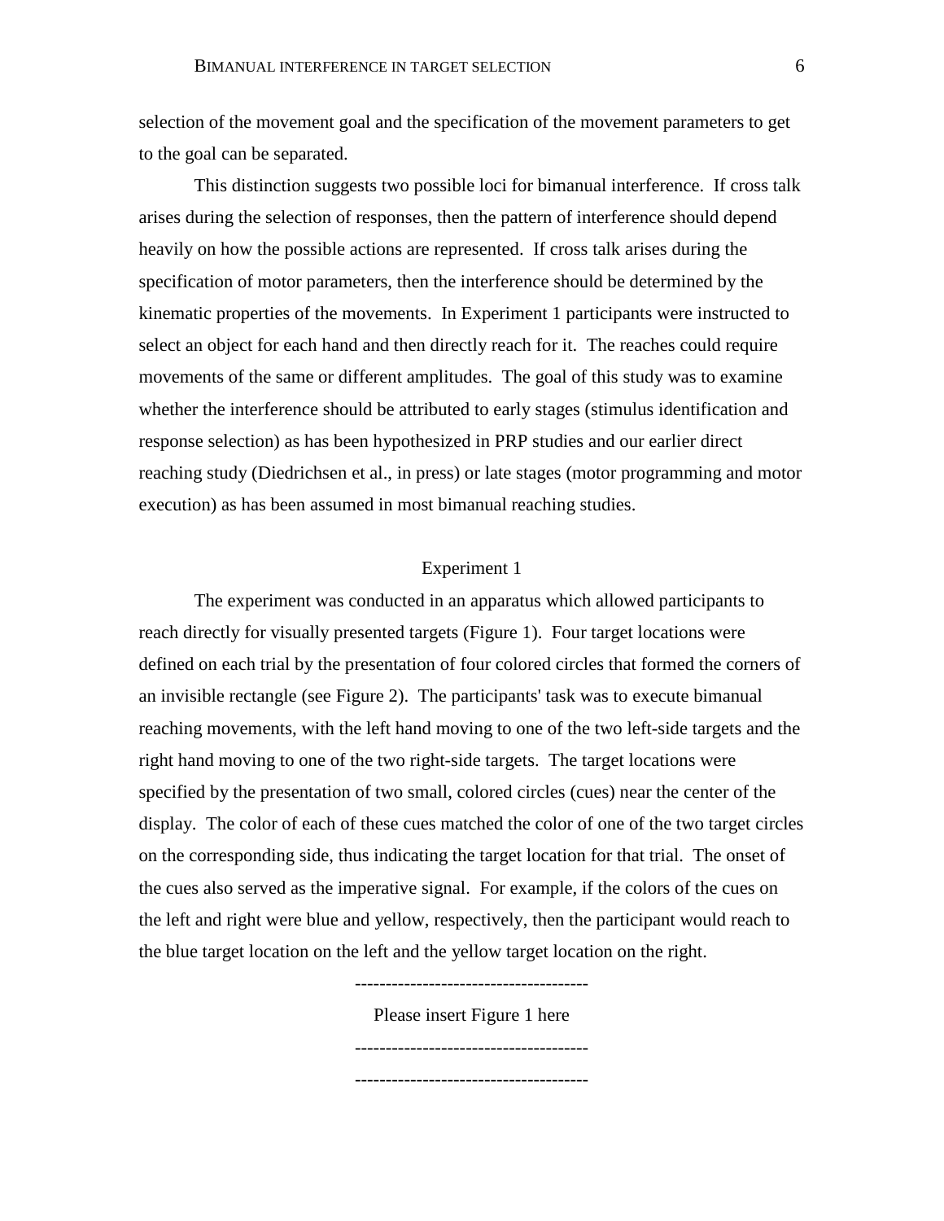selection of the movement goal and the specification of the movement parameters to get to the goal can be separated.

This distinction suggests two possible loci for bimanual interference. If cross talk arises during the selection of responses, then the pattern of interference should depend heavily on how the possible actions are represented. If cross talk arises during the specification of motor parameters, then the interference should be determined by the kinematic properties of the movements. In Experiment 1 participants were instructed to select an object for each hand and then directly reach for it. The reaches could require movements of the same or different amplitudes. The goal of this study was to examine whether the interference should be attributed to early stages (stimulus identification and response selection) as has been hypothesized in PRP studies and our earlier direct reaching study (Diedrichsen et al., in press) or late stages (motor programming and motor execution) as has been assumed in most bimanual reaching studies.

## Experiment 1

The experiment was conducted in an apparatus which allowed participants to reach directly for visually presented targets (Figure 1). Four target locations were defined on each trial by the presentation of four colored circles that formed the corners of an invisible rectangle (see Figure 2). The participants' task was to execute bimanual reaching movements, with the left hand moving to one of the two left-side targets and the right hand moving to one of the two right-side targets. The target locations were specified by the presentation of two small, colored circles (cues) near the center of the display. The color of each of these cues matched the color of one of the two target circles on the corresponding side, thus indicating the target location for that trial. The onset of the cues also served as the imperative signal. For example, if the colors of the cues on the left and right were blue and yellow, respectively, then the participant would reach to the blue target location on the left and the yellow target location on the right.

--------------------------------------

Please insert Figure 1 here

--------------------------------------

--------------------------------------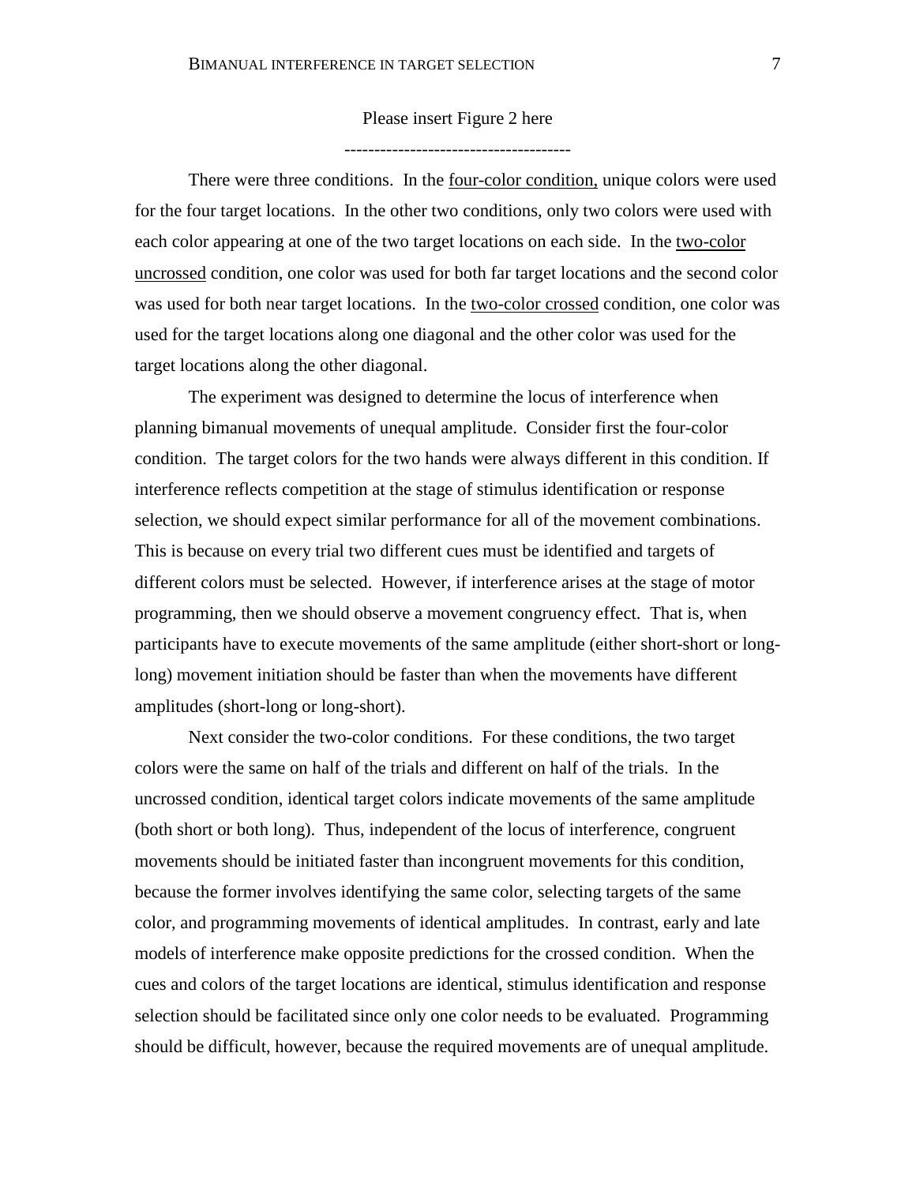Please insert Figure 2 here

-------------------------------------

There were three conditions. In the <u>four-color condition,</u> unique colors were used for the four target locations. In the other two conditions, only two colors were used with each color appearing at one of the two target locations on each side. In the <u>two-color uncrossed</u> condition, one color was used for both far target locations and the second color was used for both near target locations. In the <u>two-color crossed</u> condition, one color was used for the target locations along one diagonal and the other color was used for the target locations along the other diagonal.

The experiment was designed to determine the locus of interference when planning bimanual movements of unequal amplitude. Consider first the four-color condition. The target colors for the two hands were always different in this condition. If interference reflects competition at the stage of stimulus identification or response selection, we should expect similar performance for all of the movement combinations. This is because on every trial two different cues must be identified and targets of different colors must be selected. However, if interference arises at the stage of motor programming, then we should observe a movement congruency effect. That is, when participants have to execute movements of the same amplitude (either short-short or long-long) movement initiation should be faster than when the movements have different amplitudes (short-long or long-short).

Next consider the two-color conditions. For these conditions, the two target colors were the same on half of the trials and different on half of the trials. In the uncrossed condition, identical target colors indicate movements of the same amplitude (both short or both long). Thus, independent of the locus of interference, congruent movements should be initiated faster than incongruent movements for this condition, because the former involves identifying the same color, selecting targets of the same color, and programming movements of identical amplitudes. In contrast, early and late models of interference make opposite predictions for the crossed condition. When the cues and colors of the target locations are identical, stimulus identification and response selection should be facilitated since only one color needs to be evaluated. Programming should be difficult, however, because the required movements are of unequal amplitude.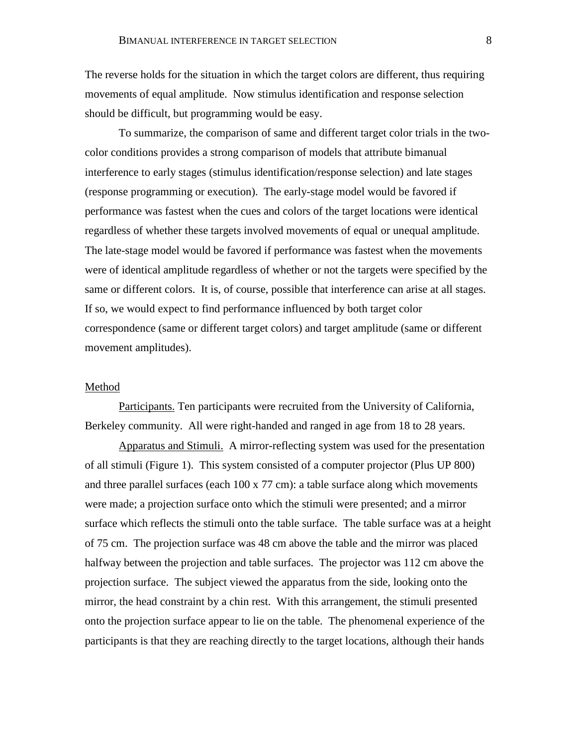The reverse holds for the situation in which the target colors are different, thus requiring movements of equal amplitude. Now stimulus identification and response selection should be difficult, but programming would be easy.

To summarize, the comparison of same and different target color trials in the two-color conditions provides a strong comparison of models that attribute bimanual interference to early stages (stimulus identification/response selection) and late stages (response programming or execution). The early-stage model would be favored if performance was fastest when the cues and colors of the target locations were identical regardless of whether these targets involved movements of equal or unequal amplitude. The late-stage model would be favored if performance was fastest when the movements were of identical amplitude regardless of whether or not the targets were specified by the same or different colors. It is, of course, possible that interference can arise at all stages. If so, we would expect to find performance influenced by both target color correspondence (same or different target colors) and target amplitude (same or different movement amplitudes).

## Method

Participants. Ten participants were recruited from the University of California, Berkeley community. All were right-handed and ranged in age from 18 to 28 years.

Apparatus and Stimuli. A mirror-reflecting system was used for the presentation of all stimuli (Figure 1). This system consisted of a computer projector (Plus UP 800) and three parallel surfaces (each 100 x 77 cm): a table surface along which movements were made; a projection surface onto which the stimuli were presented; and a mirror surface which reflects the stimuli onto the table surface. The table surface was at a height of 75 cm. The projection surface was 48 cm above the table and the mirror was placed halfway between the projection and table surfaces. The projector was 112 cm above the projection surface. The subject viewed the apparatus from the side, looking onto the mirror, the head constraint by a chin rest. With this arrangement, the stimuli presented onto the projection surface appear to lie on the table. The phenomenal experience of the participants is that they are reaching directly to the target locations, although their hands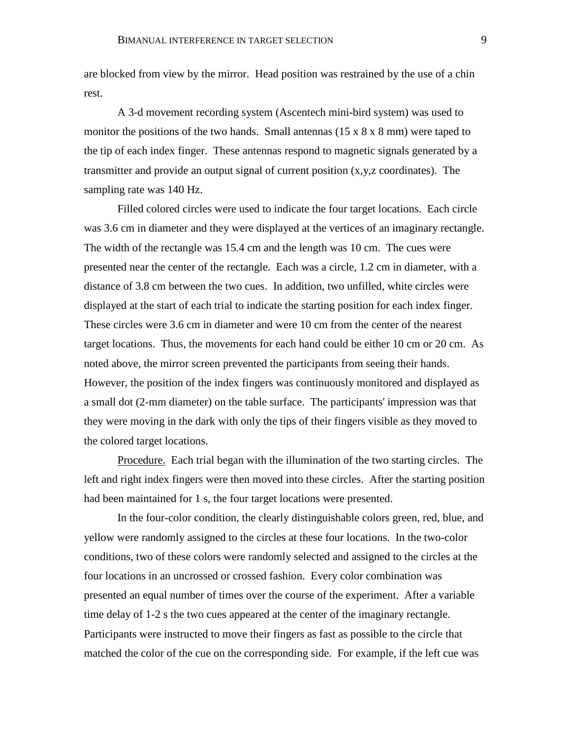are blocked from view by the mirror. Head position was restrained by the use of a chin rest.

A 3-d movement recording system (Ascentech mini-bird system) was used to monitor the positions of the two hands. Small antennas (15 x 8 x 8 mm) were taped to the tip of each index finger. These antennas respond to magnetic signals generated by a transmitter and provide an output signal of current position (x,y,z coordinates). The sampling rate was 140 Hz.

Filled colored circles were used to indicate the four target locations. Each circle was 3.6 cm in diameter and they were displayed at the vertices of an imaginary rectangle. The width of the rectangle was 15.4 cm and the length was 10 cm. The cues were presented near the center of the rectangle. Each was a circle, 1.2 cm in diameter, with a distance of 3.8 cm between the two cues. In addition, two unfilled, white circles were displayed at the start of each trial to indicate the starting position for each index finger. These circles were 3.6 cm in diameter and were 10 cm from the center of the nearest target locations. Thus, the movements for each hand could be either 10 cm or 20 cm. As noted above, the mirror screen prevented the participants from seeing their hands. However, the position of the index fingers was continuously monitored and displayed as a small dot (2-mm diameter) on the table surface. The participants' impression was that they were moving in the dark with only the tips of their fingers visible as they moved to the colored target locations.

Procedure. Each trial began with the illumination of the two starting circles. The left and right index fingers were then moved into these circles. After the starting position had been maintained for 1 s, the four target locations were presented.

In the four-color condition, the clearly distinguishable colors green, red, blue, and yellow were randomly assigned to the circles at these four locations. In the two-color conditions, two of these colors were randomly selected and assigned to the circles at the four locations in an uncrossed or crossed fashion. Every color combination was presented an equal number of times over the course of the experiment. After a variable time delay of 1-2 s the two cues appeared at the center of the imaginary rectangle. Participants were instructed to move their fingers as fast as possible to the circle that matched the color of the cue on the corresponding side. For example, if the left cue was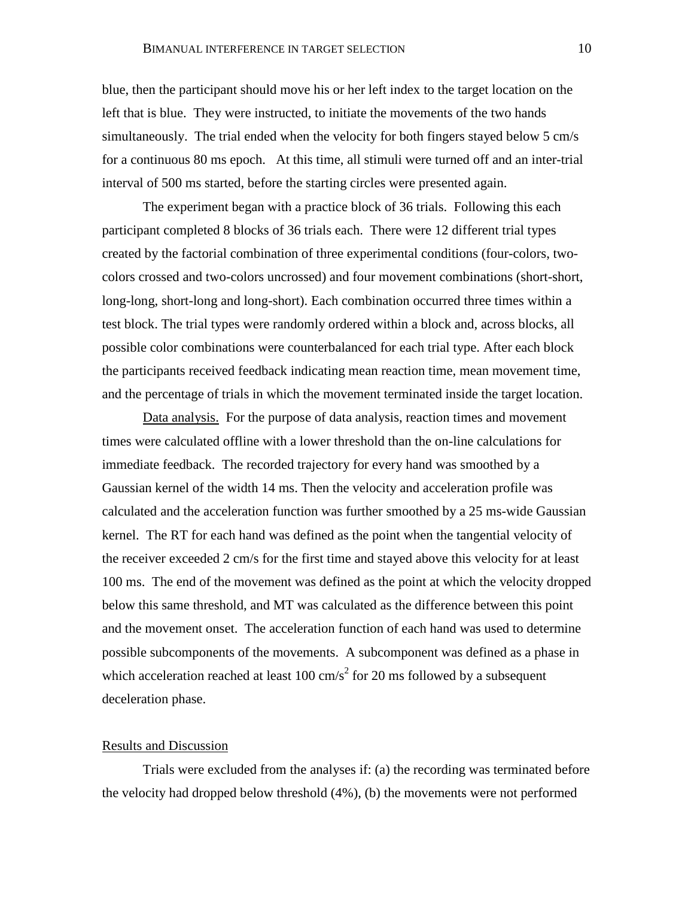blue, then the participant should move his or her left index to the target location on the left that is blue. They were instructed, to initiate the movements of the two hands simultaneously. The trial ended when the velocity for both fingers stayed below 5 cm/s for a continuous 80 ms epoch. At this time, all stimuli were turned off and an inter-trial interval of 500 ms started, before the starting circles were presented again.

The experiment began with a practice block of 36 trials. Following this each participant completed 8 blocks of 36 trials each. There were 12 different trial types created by the factorial combination of three experimental conditions (four-colors, two-colors crossed and two-colors uncrossed) and four movement combinations (short-short, long-long, short-long and long-short). Each combination occurred three times within a test block. The trial types were randomly ordered within a block and, across blocks, all possible color combinations were counterbalanced for each trial type. After each block the participants received feedback indicating mean reaction time, mean movement time, and the percentage of trials in which the movement terminated inside the target location.

Data analysis. For the purpose of data analysis, reaction times and movement times were calculated offline with a lower threshold than the on-line calculations for immediate feedback. The recorded trajectory for every hand was smoothed by a Gaussian kernel of the width 14 ms. Then the velocity and acceleration profile was calculated and the acceleration function was further smoothed by a 25 ms-wide Gaussian kernel. The RT for each hand was defined as the point when the tangential velocity of the receiver exceeded 2 cm/s for the first time and stayed above this velocity for at least 100 ms. The end of the movement was defined as the point at which the velocity dropped below this same threshold, and MT was calculated as the difference between this point and the movement onset. The acceleration function of each hand was used to determine possible subcomponents of the movements. A subcomponent was defined as a phase in which acceleration reached at least 100 cm/s$^2$ for 20 ms followed by a subsequent deceleration phase.

## Results and Discussion

Trials were excluded from the analyses if: (a) the recording was terminated before the velocity had dropped below threshold (4%), (b) the movements were not performed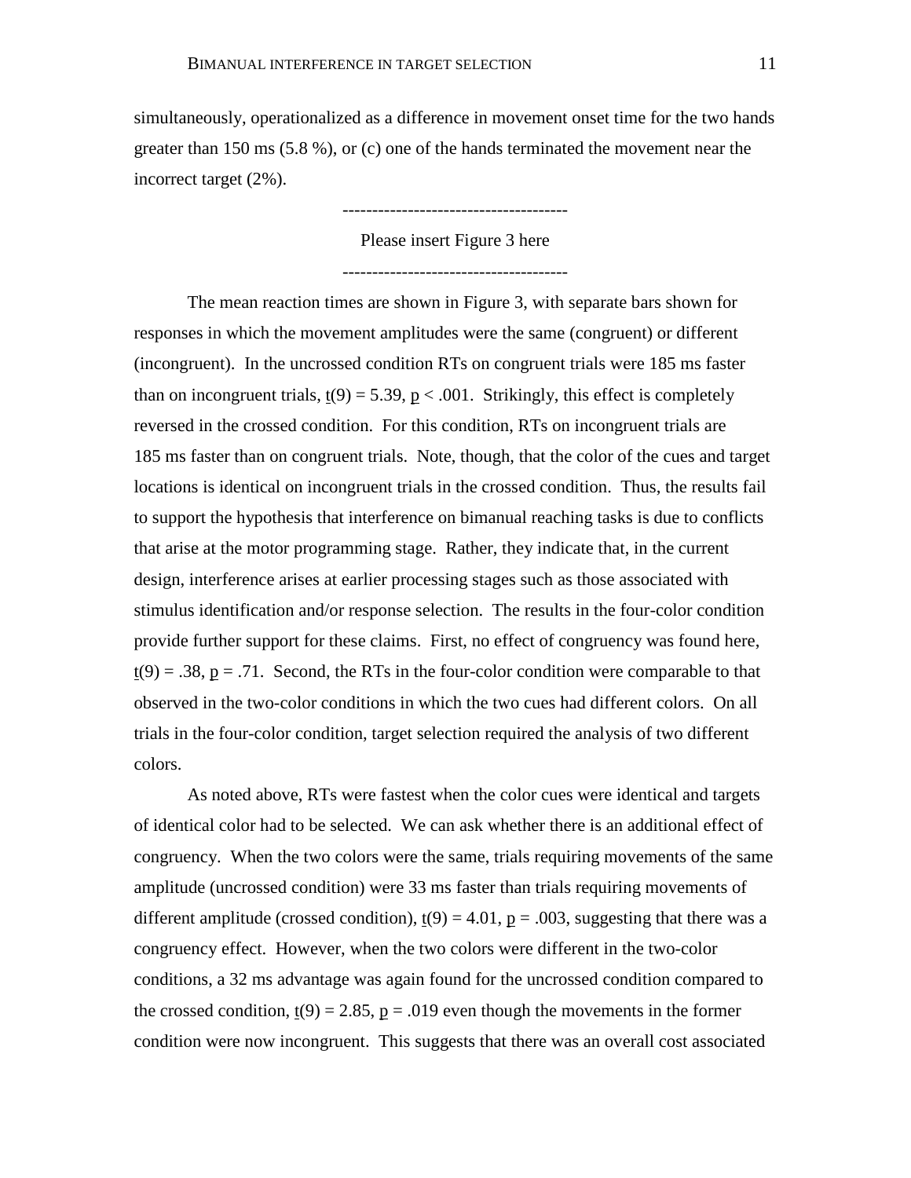simultaneously, operationalized as a difference in movement onset time for the two hands greater than 150 ms (5.8 %), or (c) one of the hands terminated the movement near the incorrect target (2%).

--------------------------------------

Please insert Figure 3 here

--------------------------------------

The mean reaction times are shown in Figure 3, with separate bars shown for responses in which the movement amplitudes were the same (congruent) or different (incongruent). In the uncrossed condition RTs on congruent trials were 185 ms faster than on incongruent trials, $t(9) = 5.39$, $p < .001$. Strikingly, this effect is completely reversed in the crossed condition. For this condition, RTs on incongruent trials are 185 ms faster than on congruent trials. Note, though, that the color of the cues and target locations is identical on incongruent trials in the crossed condition. Thus, the results fail to support the hypothesis that interference on bimanual reaching tasks is due to conflicts that arise at the motor programming stage. Rather, they indicate that, in the current design, interference arises at earlier processing stages such as those associated with stimulus identification and/or response selection. The results in the four-color condition provide further support for these claims. First, no effect of congruency was found here, $t(9) = .38$, $p = .71$. Second, the RTs in the four-color condition were comparable to that observed in the two-color conditions in which the two cues had different colors. On all trials in the four-color condition, target selection required the analysis of two different colors.

As noted above, RTs were fastest when the color cues were identical and targets of identical color had to be selected. We can ask whether there is an additional effect of congruency. When the two colors were the same, trials requiring movements of the same amplitude (uncrossed condition) were 33 ms faster than trials requiring movements of different amplitude (crossed condition), $t(9) = 4.01$, $p = .003$, suggesting that there was a congruency effect. However, when the two colors were different in the two-color conditions, a 32 ms advantage was again found for the uncrossed condition compared to the crossed condition, $t(9) = 2.85$, $p = .019$ even though the movements in the former condition were now incongruent. This suggests that there was an overall cost associated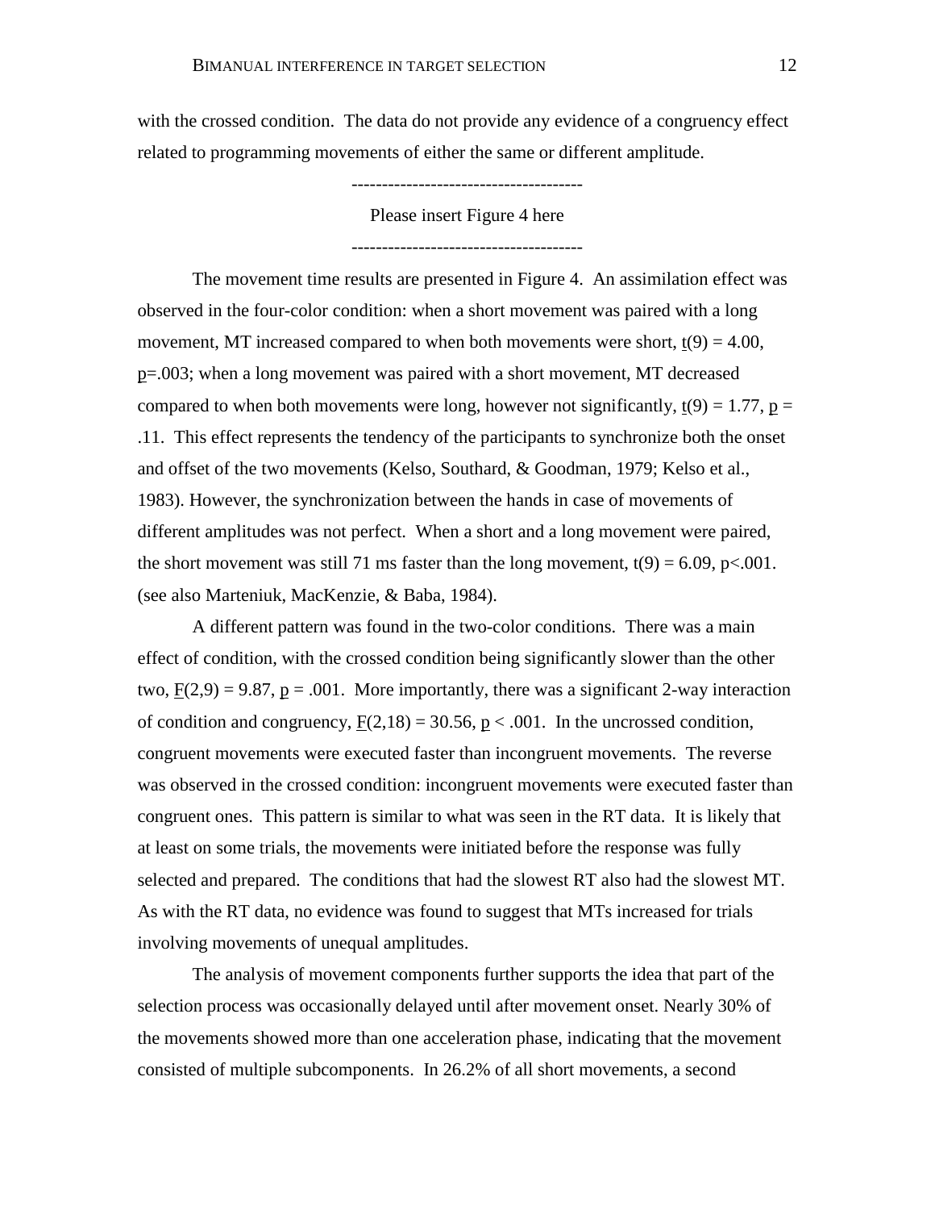with the crossed condition. The data do not provide any evidence of a congruency effect related to programming movements of either the same or different amplitude.

--------------------------------------

Please insert Figure 4 here

--------------------------------------

The movement time results are presented in Figure 4. An assimilation effect was observed in the four-color condition: when a short movement was paired with a long movement, MT increased compared to when both movements were short, $t(9) = 4.00$, $p=.003$; when a long movement was paired with a short movement, MT decreased compared to when both movements were long, however not significantly, $t(9) = 1.77$, $p = .11$. This effect represents the tendency of the participants to synchronize both the onset and offset of the two movements (Kelso, Southard, & Goodman, 1979; Kelso et al., 1983). However, the synchronization between the hands in case of movements of different amplitudes was not perfect. When a short and a long movement were paired, the short movement was still 71 ms faster than the long movement, $t(9) = 6.09$, $p<.001$. (see also Marteniuk, MacKenzie, & Baba, 1984).

A different pattern was found in the two-color conditions. There was a main effect of condition, with the crossed condition being significantly slower than the other two, $F(2,9) = 9.87$, $p = .001$. More importantly, there was a significant 2-way interaction of condition and congruency, $F(2,18) = 30.56$, $p < .001$. In the uncrossed condition, congruent movements were executed faster than incongruent movements. The reverse was observed in the crossed condition: incongruent movements were executed faster than congruent ones. This pattern is similar to what was seen in the RT data. It is likely that at least on some trials, the movements were initiated before the response was fully selected and prepared. The conditions that had the slowest RT also had the slowest MT. As with the RT data, no evidence was found to suggest that MTs increased for trials involving movements of unequal amplitudes.

The analysis of movement components further supports the idea that part of the selection process was occasionally delayed until after movement onset. Nearly 30% of the movements showed more than one acceleration phase, indicating that the movement consisted of multiple subcomponents. In 26.2% of all short movements, a second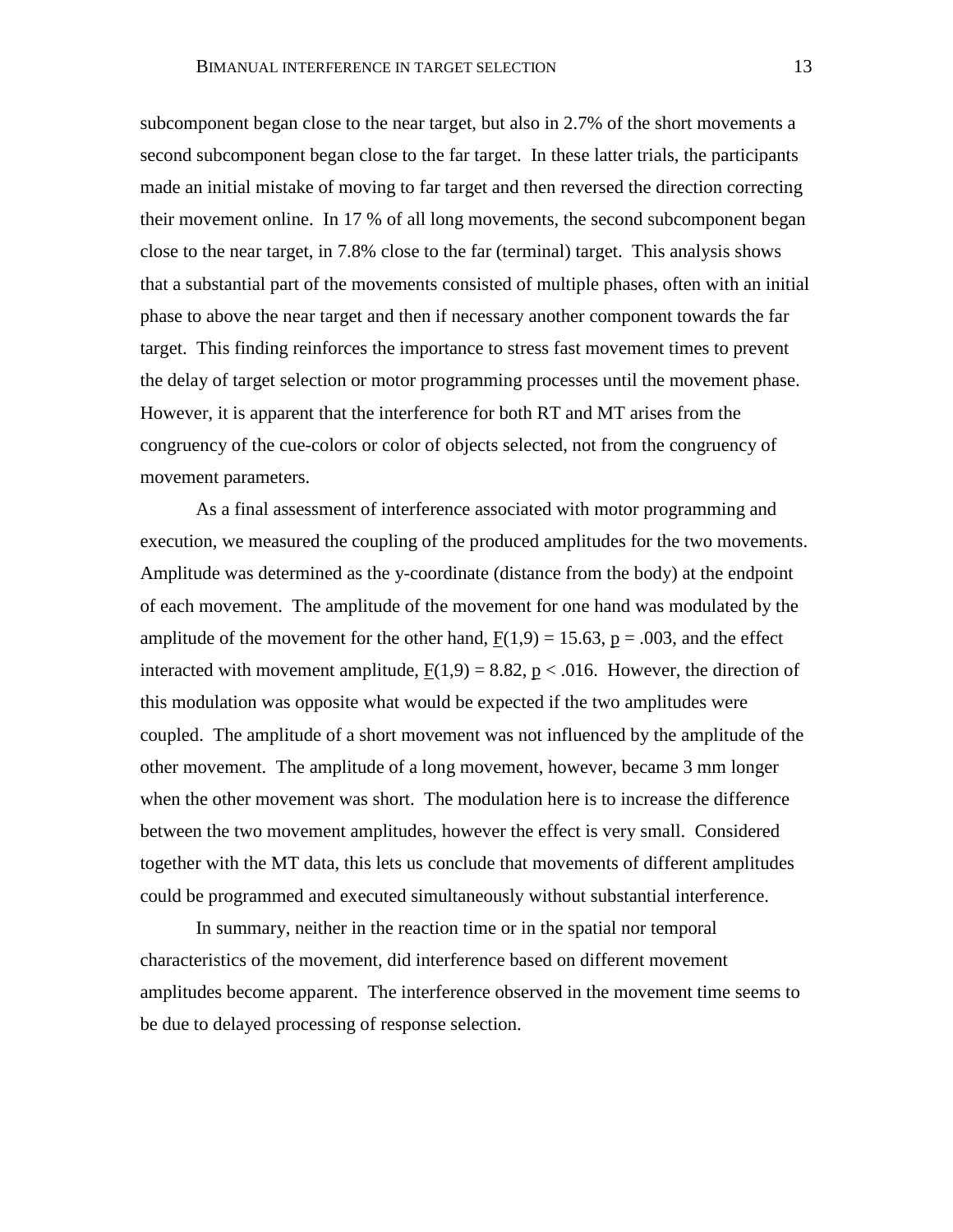subcomponent began close to the near target, but also in 2.7% of the short movements a second subcomponent began close to the far target. In these latter trials, the participants made an initial mistake of moving to far target and then reversed the direction correcting their movement online. In 17 % of all long movements, the second subcomponent began close to the near target, in 7.8% close to the far (terminal) target. This analysis shows that a substantial part of the movements consisted of multiple phases, often with an initial phase to above the near target and then if necessary another component towards the far target. This finding reinforces the importance to stress fast movement times to prevent the delay of target selection or motor programming processes until the movement phase. However, it is apparent that the interference for both RT and MT arises from the congruency of the cue-colors or color of objects selected, not from the congruency of movement parameters.

As a final assessment of interference associated with motor programming and execution, we measured the coupling of the produced amplitudes for the two movements. Amplitude was determined as the y-coordinate (distance from the body) at the endpoint of each movement. The amplitude of the movement for one hand was modulated by the amplitude of the movement for the other hand, $F(1,9) = 15.63$, $p = .003$, and the effect interacted with movement amplitude, $F(1,9) = 8.82$, $p < .016$. However, the direction of this modulation was opposite what would be expected if the two amplitudes were coupled. The amplitude of a short movement was not influenced by the amplitude of the other movement. The amplitude of a long movement, however, became 3 mm longer when the other movement was short. The modulation here is to increase the difference between the two movement amplitudes, however the effect is very small. Considered together with the MT data, this lets us conclude that movements of different amplitudes could be programmed and executed simultaneously without substantial interference.

In summary, neither in the reaction time or in the spatial nor temporal characteristics of the movement, did interference based on different movement amplitudes become apparent. The interference observed in the movement time seems to be due to delayed processing of response selection.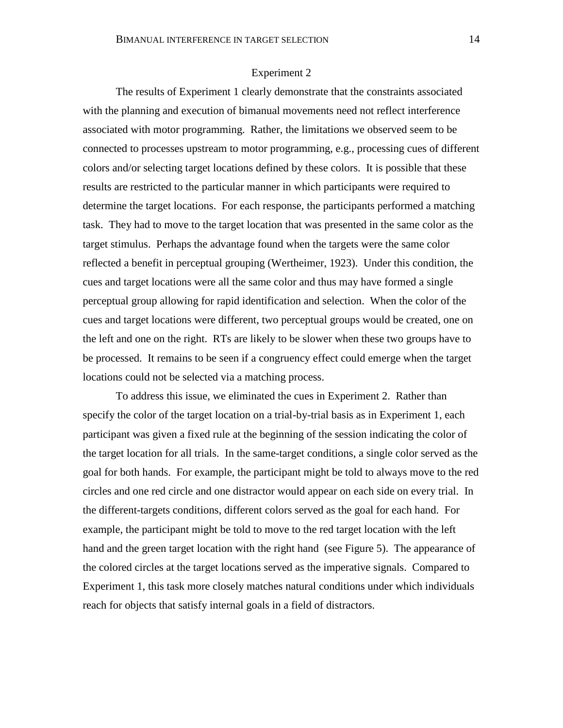## Experiment 2

The results of Experiment 1 clearly demonstrate that the constraints associated with the planning and execution of bimanual movements need not reflect interference associated with motor programming. Rather, the limitations we observed seem to be connected to processes upstream to motor programming, e.g., processing cues of different colors and/or selecting target locations defined by these colors. It is possible that these results are restricted to the particular manner in which participants were required to determine the target locations. For each response, the participants performed a matching task. They had to move to the target location that was presented in the same color as the target stimulus. Perhaps the advantage found when the targets were the same color reflected a benefit in perceptual grouping (Wertheimer, 1923). Under this condition, the cues and target locations were all the same color and thus may have formed a single perceptual group allowing for rapid identification and selection. When the color of the cues and target locations were different, two perceptual groups would be created, one on the left and one on the right. RTs are likely to be slower when these two groups have to be processed. It remains to be seen if a congruency effect could emerge when the target locations could not be selected via a matching process.

To address this issue, we eliminated the cues in Experiment 2. Rather than specify the color of the target location on a trial-by-trial basis as in Experiment 1, each participant was given a fixed rule at the beginning of the session indicating the color of the target location for all trials. In the same-target conditions, a single color served as the goal for both hands. For example, the participant might be told to always move to the red circles and one red circle and one distractor would appear on each side on every trial. In the different-targets conditions, different colors served as the goal for each hand. For example, the participant might be told to move to the red target location with the left hand and the green target location with the right hand (see Figure 5). The appearance of the colored circles at the target locations served as the imperative signals. Compared to Experiment 1, this task more closely matches natural conditions under which individuals reach for objects that satisfy internal goals in a field of distractors.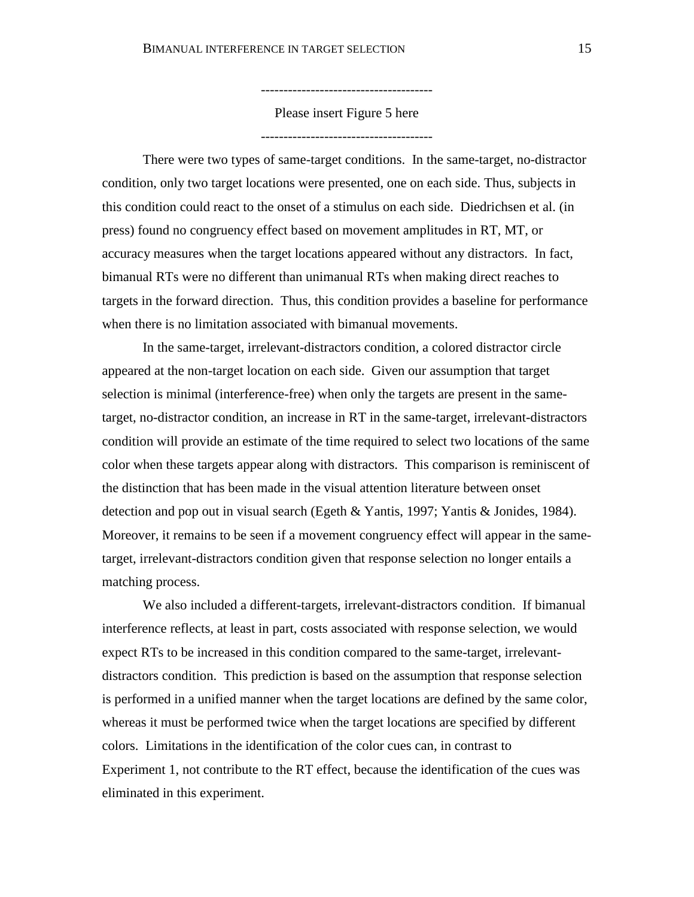-------------------------------------

Please insert Figure 5 here

-------------------------------------

There were two types of same-target conditions. In the same-target, no-distractor condition, only two target locations were presented, one on each side. Thus, subjects in this condition could react to the onset of a stimulus on each side. Diedrichsen et al. (in press) found no congruency effect based on movement amplitudes in RT, MT, or accuracy measures when the target locations appeared without any distractors. In fact, bimanual RTs were no different than unimanual RTs when making direct reaches to targets in the forward direction. Thus, this condition provides a baseline for performance when there is no limitation associated with bimanual movements.

In the same-target, irrelevant-distractors condition, a colored distractor circle appeared at the non-target location on each side. Given our assumption that target selection is minimal (interference-free) when only the targets are present in the same-target, no-distractor condition, an increase in RT in the same-target, irrelevant-distractors condition will provide an estimate of the time required to select two locations of the same color when these targets appear along with distractors. This comparison is reminiscent of the distinction that has been made in the visual attention literature between onset detection and pop out in visual search (Egeth & Yantis, 1997; Yantis & Jonides, 1984). Moreover, it remains to be seen if a movement congruency effect will appear in the same-target, irrelevant-distractors condition given that response selection no longer entails a matching process.

We also included a different-targets, irrelevant-distractors condition. If bimanual interference reflects, at least in part, costs associated with response selection, we would expect RTs to be increased in this condition compared to the same-target, irrelevant-distractors condition. This prediction is based on the assumption that response selection is performed in a unified manner when the target locations are defined by the same color, whereas it must be performed twice when the target locations are specified by different colors. Limitations in the identification of the color cues can, in contrast to Experiment 1, not contribute to the RT effect, because the identification of the cues was eliminated in this experiment.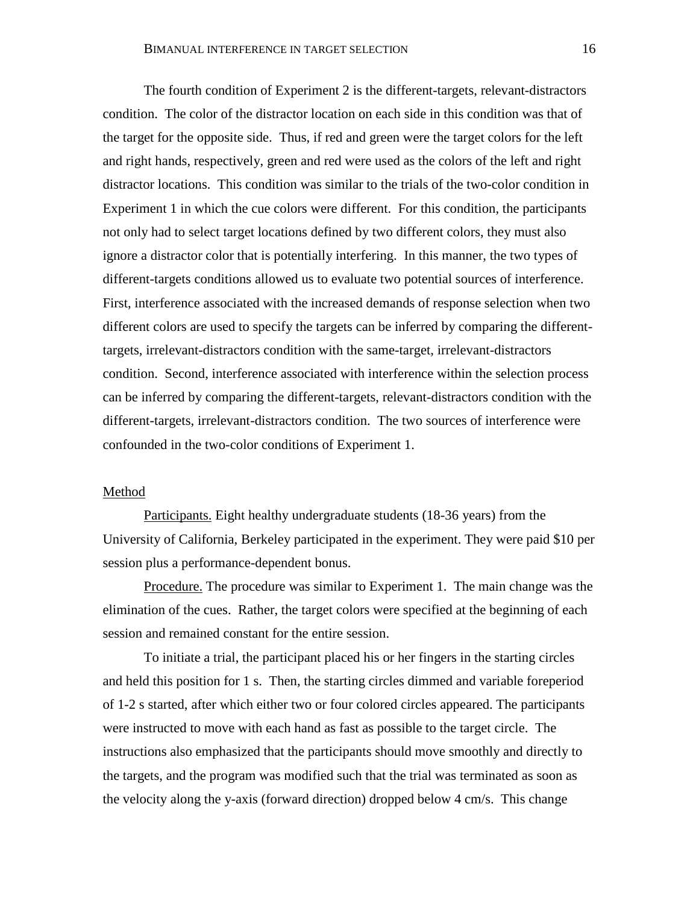The fourth condition of Experiment 2 is the different-targets, relevant-distractors condition. The color of the distractor location on each side in this condition was that of the target for the opposite side. Thus, if red and green were the target colors for the left and right hands, respectively, green and red were used as the colors of the left and right distractor locations. This condition was similar to the trials of the two-color condition in Experiment 1 in which the cue colors were different. For this condition, the participants not only had to select target locations defined by two different colors, they must also ignore a distractor color that is potentially interfering. In this manner, the two types of different-targets conditions allowed us to evaluate two potential sources of interference. First, interference associated with the increased demands of response selection when two different colors are used to specify the targets can be inferred by comparing the different-targets, irrelevant-distractors condition with the same-target, irrelevant-distractors condition. Second, interference associated with interference within the selection process can be inferred by comparing the different-targets, relevant-distractors condition with the different-targets, irrelevant-distractors condition. The two sources of interference were confounded in the two-color conditions of Experiment 1.

## Method

Participants. Eight healthy undergraduate students (18-36 years) from the University of California, Berkeley participated in the experiment. They were paid $10 per session plus a performance-dependent bonus.

Procedure. The procedure was similar to Experiment 1. The main change was the elimination of the cues. Rather, the target colors were specified at the beginning of each session and remained constant for the entire session.

To initiate a trial, the participant placed his or her fingers in the starting circles and held this position for 1 s. Then, the starting circles dimmed and variable foreperiod of 1-2 s started, after which either two or four colored circles appeared. The participants were instructed to move with each hand as fast as possible to the target circle. The instructions also emphasized that the participants should move smoothly and directly to the targets, and the program was modified such that the trial was terminated as soon as the velocity along the y-axis (forward direction) dropped below 4 cm/s. This change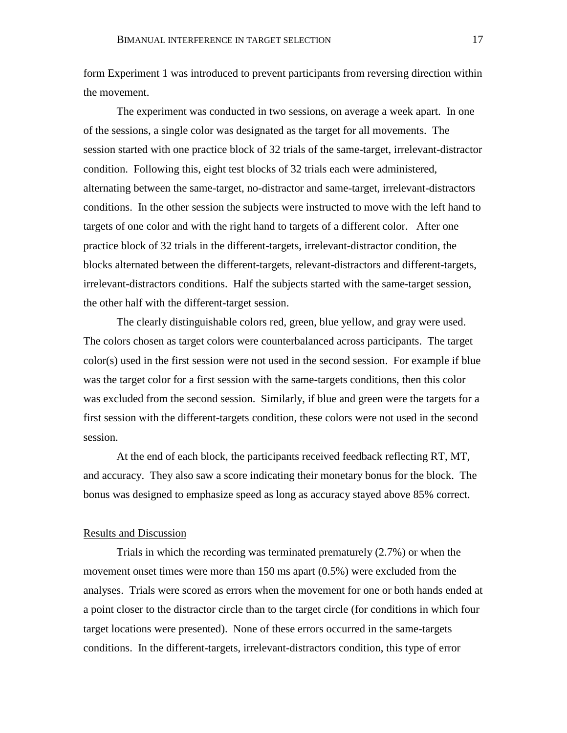form Experiment 1 was introduced to prevent participants from reversing direction within the movement.

The experiment was conducted in two sessions, on average a week apart. In one of the sessions, a single color was designated as the target for all movements. The session started with one practice block of 32 trials of the same-target, irrelevant-distractor condition. Following this, eight test blocks of 32 trials each were administered, alternating between the same-target, no-distractor and same-target, irrelevant-distractors conditions. In the other session the subjects were instructed to move with the left hand to targets of one color and with the right hand to targets of a different color. After one practice block of 32 trials in the different-targets, irrelevant-distractor condition, the blocks alternated between the different-targets, relevant-distractors and different-targets, irrelevant-distractors conditions. Half the subjects started with the same-target session, the other half with the different-target session.

The clearly distinguishable colors red, green, blue yellow, and gray were used. The colors chosen as target colors were counterbalanced across participants. The target color(s) used in the first session were not used in the second session. For example if blue was the target color for a first session with the same-targets conditions, then this color was excluded from the second session. Similarly, if blue and green were the targets for a first session with the different-targets condition, these colors were not used in the second session.

At the end of each block, the participants received feedback reflecting RT, MT, and accuracy. They also saw a score indicating their monetary bonus for the block. The bonus was designed to emphasize speed as long as accuracy stayed above 85% correct.

## Results and Discussion

Trials in which the recording was terminated prematurely (2.7%) or when the movement onset times were more than 150 ms apart (0.5%) were excluded from the analyses. Trials were scored as errors when the movement for one or both hands ended at a point closer to the distractor circle than to the target circle (for conditions in which four target locations were presented). None of these errors occurred in the same-targets conditions. In the different-targets, irrelevant-distractors condition, this type of error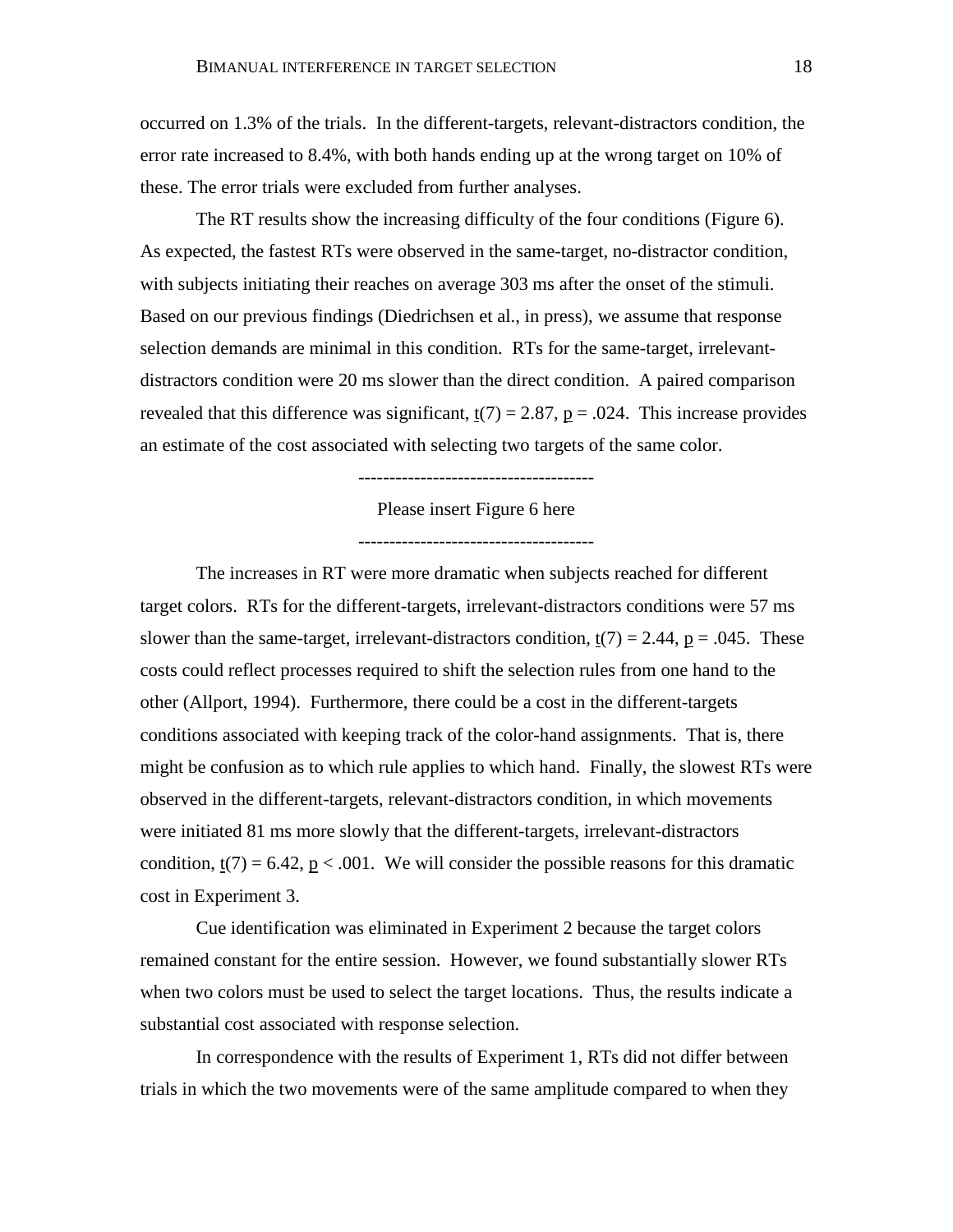occurred on 1.3% of the trials. In the different-targets, relevant-distractors condition, the error rate increased to 8.4%, with both hands ending up at the wrong target on 10% of these. The error trials were excluded from further analyses.

The RT results show the increasing difficulty of the four conditions (Figure 6). As expected, the fastest RTs were observed in the same-target, no-distractor condition, with subjects initiating their reaches on average 303 ms after the onset of the stimuli. Based on our previous findings (Diedrichsen et al., in press), we assume that response selection demands are minimal in this condition. RTs for the same-target, irrelevant-distractors condition were 20 ms slower than the direct condition. A paired comparison revealed that this difference was significant, $t(7) = 2.87$, $p = .024$. This increase provides an estimate of the cost associated with selecting two targets of the same color.

--------------------------------------

Please insert Figure 6 here

--------------------------------------

The increases in RT were more dramatic when subjects reached for different target colors. RTs for the different-targets, irrelevant-distractors conditions were 57 ms slower than the same-target, irrelevant-distractors condition, $t(7) = 2.44$, $p = .045$. These costs could reflect processes required to shift the selection rules from one hand to the other (Allport, 1994). Furthermore, there could be a cost in the different-targets conditions associated with keeping track of the color-hand assignments. That is, there might be confusion as to which rule applies to which hand. Finally, the slowest RTs were observed in the different-targets, relevant-distractors condition, in which movements were initiated 81 ms more slowly that the different-targets, irrelevant-distractors condition, $t(7) = 6.42$, $p < .001$. We will consider the possible reasons for this dramatic cost in Experiment 3.

Cue identification was eliminated in Experiment 2 because the target colors remained constant for the entire session. However, we found substantially slower RTs when two colors must be used to select the target locations. Thus, the results indicate a substantial cost associated with response selection.

In correspondence with the results of Experiment 1, RTs did not differ between trials in which the two movements were of the same amplitude compared to when they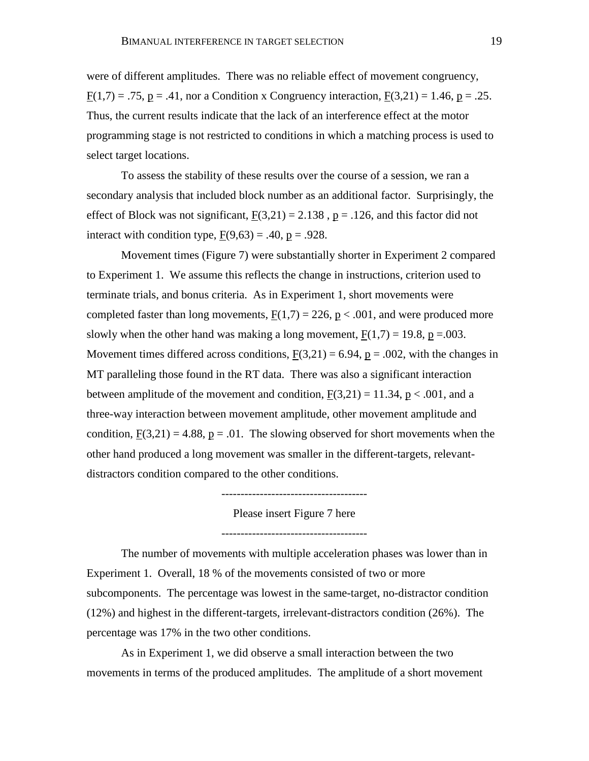were of different amplitudes. There was no reliable effect of movement congruency, $F(1,7) = .75$, $p = .41$, nor a Condition x Congruency interaction, $F(3,21) = 1.46$, $p = .25$. Thus, the current results indicate that the lack of an interference effect at the motor programming stage is not restricted to conditions in which a matching process is used to select target locations.

To assess the stability of these results over the course of a session, we ran a secondary analysis that included block number as an additional factor. Surprisingly, the effect of Block was not significant, $F(3,21) = 2.138$ , $p = .126$, and this factor did not interact with condition type, $F(9,63) = .40$, $p = .928$.

Movement times (Figure 7) were substantially shorter in Experiment 2 compared to Experiment 1. We assume this reflects the change in instructions, criterion used to terminate trials, and bonus criteria. As in Experiment 1, short movements were completed faster than long movements, $F(1,7) = 226$, $p < .001$, and were produced more slowly when the other hand was making a long movement, $F(1,7) = 19.8$, $p = .003$. Movement times differed across conditions, $F(3,21) = 6.94$, $p = .002$, with the changes in MT paralleling those found in the RT data. There was also a significant interaction between amplitude of the movement and condition, $F(3,21) = 11.34$, $p < .001$, and a three-way interaction between movement amplitude, other movement amplitude and condition, $F(3,21) = 4.88$, $p = .01$. The slowing observed for short movements when the other hand produced a long movement was smaller in the different-targets, relevant-distractors condition compared to the other conditions.

-------------------------------------

Please insert Figure 7 here

-------------------------------------

The number of movements with multiple acceleration phases was lower than in Experiment 1. Overall, 18 % of the movements consisted of two or more subcomponents. The percentage was lowest in the same-target, no-distractor condition (12%) and highest in the different-targets, irrelevant-distractors condition (26%). The percentage was 17% in the two other conditions.

As in Experiment 1, we did observe a small interaction between the two movements in terms of the produced amplitudes. The amplitude of a short movement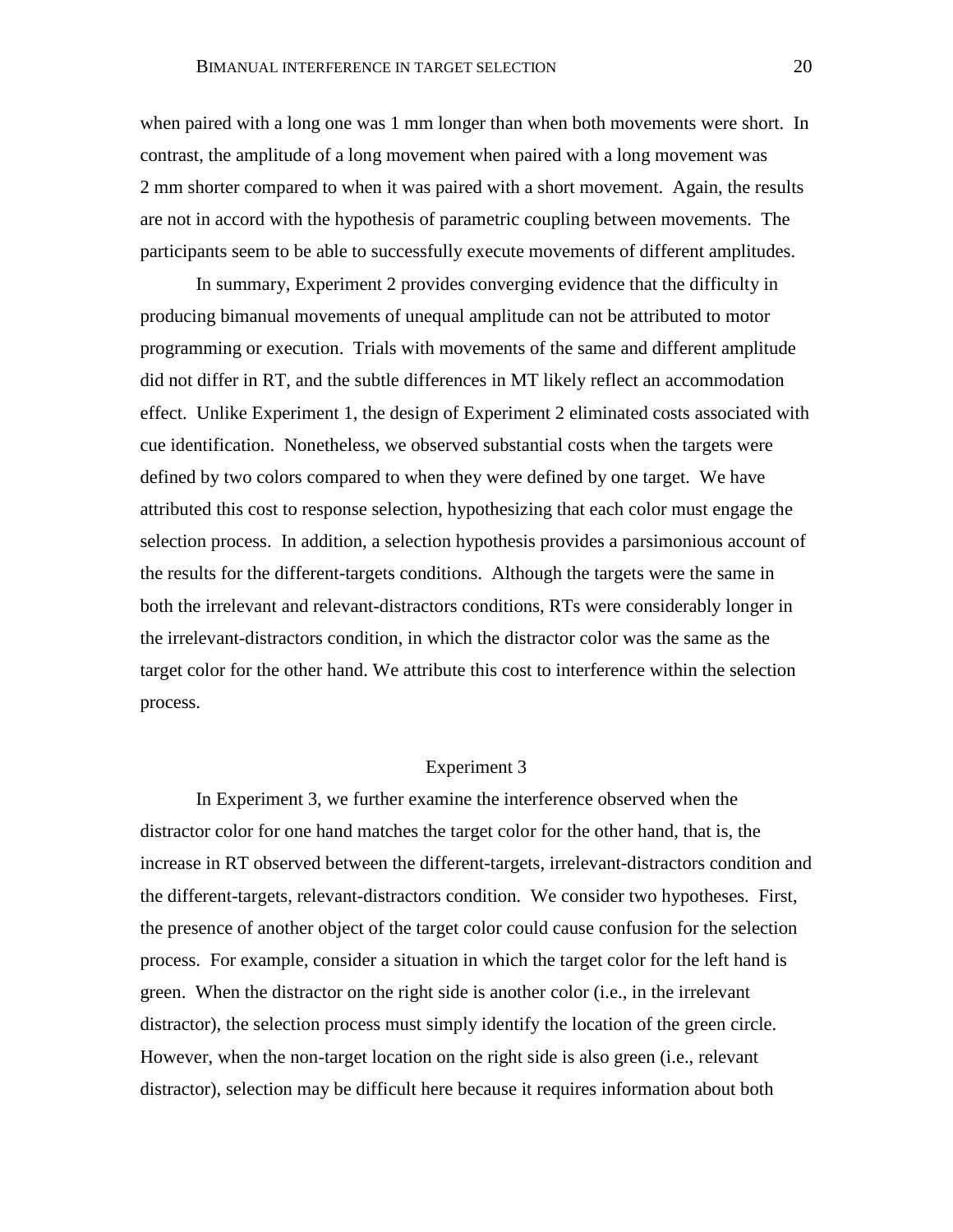when paired with a long one was 1 mm longer than when both movements were short. In contrast, the amplitude of a long movement when paired with a long movement was 2 mm shorter compared to when it was paired with a short movement. Again, the results are not in accord with the hypothesis of parametric coupling between movements. The participants seem to be able to successfully execute movements of different amplitudes.

In summary, Experiment 2 provides converging evidence that the difficulty in producing bimanual movements of unequal amplitude can not be attributed to motor programming or execution. Trials with movements of the same and different amplitude did not differ in RT, and the subtle differences in MT likely reflect an accommodation effect. Unlike Experiment 1, the design of Experiment 2 eliminated costs associated with cue identification. Nonetheless, we observed substantial costs when the targets were defined by two colors compared to when they were defined by one target. We have attributed this cost to response selection, hypothesizing that each color must engage the selection process. In addition, a selection hypothesis provides a parsimonious account of the results for the different-targets conditions. Although the targets were the same in both the irrelevant and relevant-distractors conditions, RTs were considerably longer in the irrelevant-distractors condition, in which the distractor color was the same as the target color for the other hand. We attribute this cost to interference within the selection process.

## Experiment 3

In Experiment 3, we further examine the interference observed when the distractor color for one hand matches the target color for the other hand, that is, the increase in RT observed between the different-targets, irrelevant-distractors condition and the different-targets, relevant-distractors condition. We consider two hypotheses. First, the presence of another object of the target color could cause confusion for the selection process. For example, consider a situation in which the target color for the left hand is green. When the distractor on the right side is another color (i.e., in the irrelevant distractor), the selection process must simply identify the location of the green circle. However, when the non-target location on the right side is also green (i.e., relevant distractor), selection may be difficult here because it requires information about both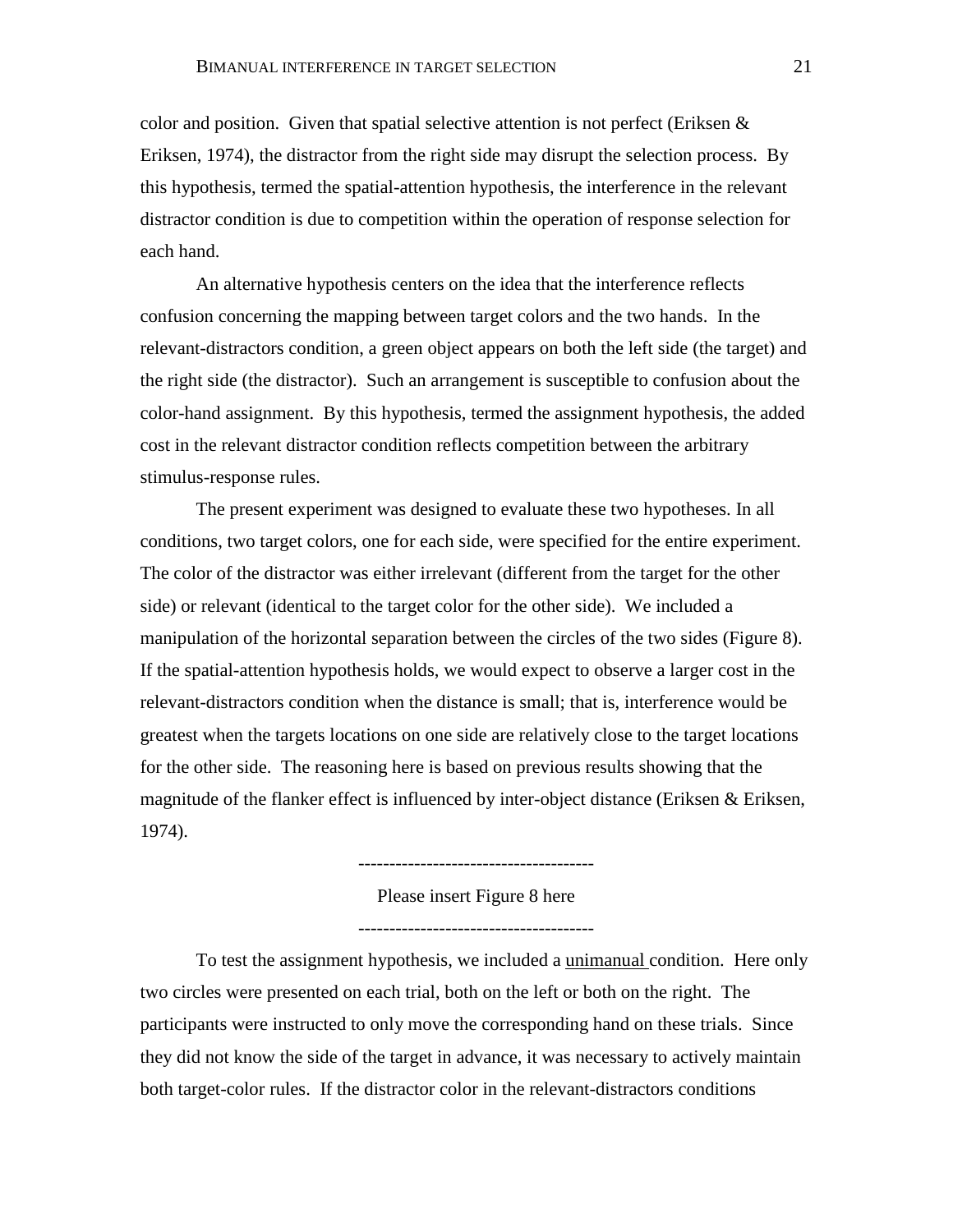color and position. Given that spatial selective attention is not perfect (Eriksen & Eriksen, 1974), the distractor from the right side may disrupt the selection process. By this hypothesis, termed the spatial-attention hypothesis, the interference in the relevant distractor condition is due to competition within the operation of response selection for each hand.

An alternative hypothesis centers on the idea that the interference reflects confusion concerning the mapping between target colors and the two hands. In the relevant-distractors condition, a green object appears on both the left side (the target) and the right side (the distractor). Such an arrangement is susceptible to confusion about the color-hand assignment. By this hypothesis, termed the assignment hypothesis, the added cost in the relevant distractor condition reflects competition between the arbitrary stimulus-response rules.

The present experiment was designed to evaluate these two hypotheses. In all conditions, two target colors, one for each side, were specified for the entire experiment. The color of the distractor was either irrelevant (different from the target for the other side) or relevant (identical to the target color for the other side). We included a manipulation of the horizontal separation between the circles of the two sides (Figure 8). If the spatial-attention hypothesis holds, we would expect to observe a larger cost in the relevant-distractors condition when the distance is small; that is, interference would be greatest when the targets locations on one side are relatively close to the target locations for the other side. The reasoning here is based on previous results showing that the magnitude of the flanker effect is influenced by inter-object distance (Eriksen & Eriksen, 1974).

-------------------------------------

Please insert Figure 8 here

-------------------------------------

To test the assignment hypothesis, we included a unimanual condition. Here only two circles were presented on each trial, both on the left or both on the right. The participants were instructed to only move the corresponding hand on these trials. Since they did not know the side of the target in advance, it was necessary to actively maintain both target-color rules. If the distractor color in the relevant-distractors conditions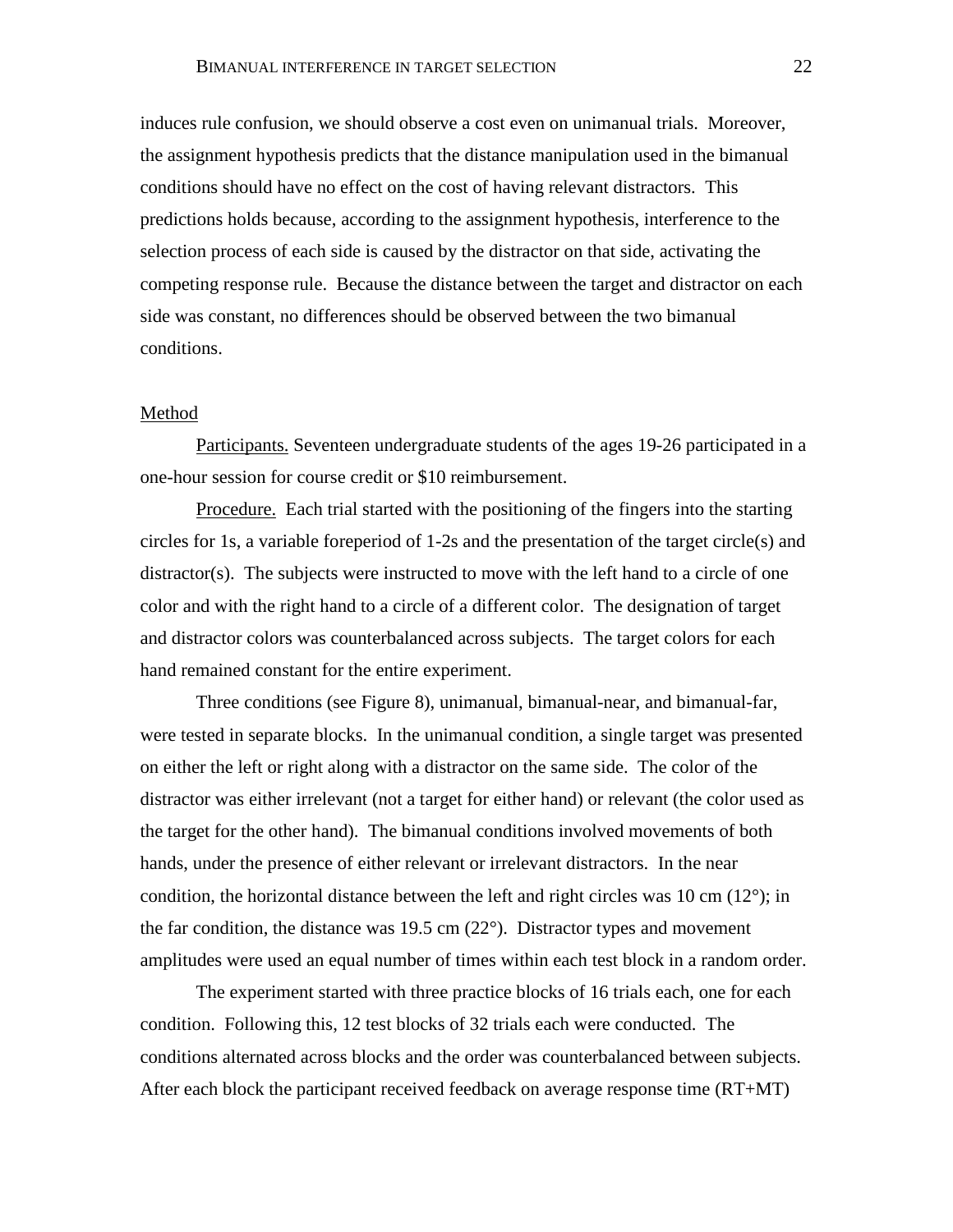induces rule confusion, we should observe a cost even on unimanual trials. Moreover, the assignment hypothesis predicts that the distance manipulation used in the bimanual conditions should have no effect on the cost of having relevant distractors. This predictions holds because, according to the assignment hypothesis, interference to the selection process of each side is caused by the distractor on that side, activating the competing response rule. Because the distance between the target and distractor on each side was constant, no differences should be observed between the two bimanual conditions.

## Method

Participants. Seventeen undergraduate students of the ages 19-26 participated in a one-hour session for course credit or $10 reimbursement.

Procedure. Each trial started with the positioning of the fingers into the starting circles for 1s, a variable foreperiod of 1-2s and the presentation of the target circle(s) and distractor(s). The subjects were instructed to move with the left hand to a circle of one color and with the right hand to a circle of a different color. The designation of target and distractor colors was counterbalanced across subjects. The target colors for each hand remained constant for the entire experiment.

Three conditions (see Figure 8), unimanual, bimanual-near, and bimanual-far, were tested in separate blocks. In the unimanual condition, a single target was presented on either the left or right along with a distractor on the same side. The color of the distractor was either irrelevant (not a target for either hand) or relevant (the color used as the target for the other hand). The bimanual conditions involved movements of both hands, under the presence of either relevant or irrelevant distractors. In the near condition, the horizontal distance between the left and right circles was 10 cm (12°); in the far condition, the distance was 19.5 cm (22°). Distractor types and movement amplitudes were used an equal number of times within each test block in a random order.

The experiment started with three practice blocks of 16 trials each, one for each condition. Following this, 12 test blocks of 32 trials each were conducted. The conditions alternated across blocks and the order was counterbalanced between subjects. After each block the participant received feedback on average response time (RT+MT)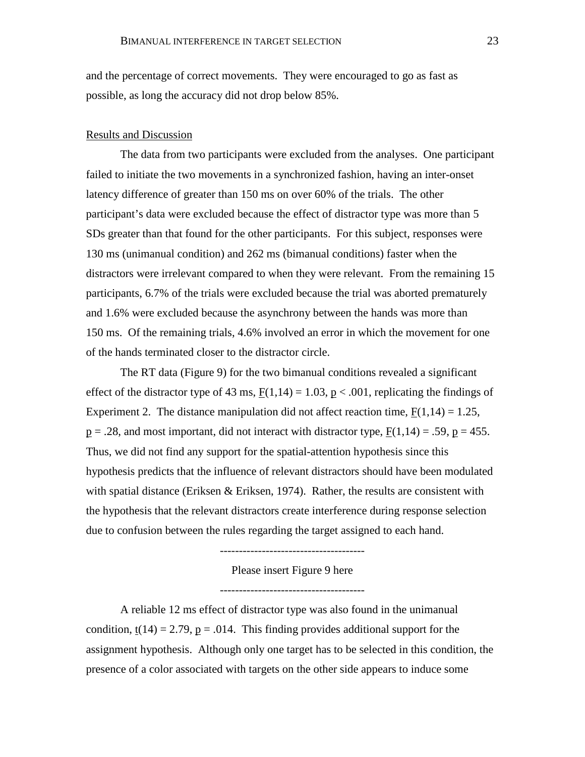and the percentage of correct movements. They were encouraged to go as fast as possible, as long the accuracy did not drop below 85%.

## Results and Discussion

The data from two participants were excluded from the analyses. One participant failed to initiate the two movements in a synchronized fashion, having an inter-onset latency difference of greater than 150 ms on over 60% of the trials. The other participant's data were excluded because the effect of distractor type was more than 5 SDs greater than that found for the other participants. For this subject, responses were 130 ms (unimanual condition) and 262 ms (bimanual conditions) faster when the distractors were irrelevant compared to when they were relevant. From the remaining 15 participants, 6.7% of the trials were excluded because the trial was aborted prematurely and 1.6% were excluded because the asynchrony between the hands was more than 150 ms. Of the remaining trials, 4.6% involved an error in which the movement for one of the hands terminated closer to the distractor circle.

The RT data (Figure 9) for the two bimanual conditions revealed a significant effect of the distractor type of 43 ms, $F(1,14) = 1.03$, $p < .001$, replicating the findings of Experiment 2. The distance manipulation did not affect reaction time, $F(1,14) = 1.25$, $p = .28$, and most important, did not interact with distractor type, $F(1,14) = .59$, $p = 455$. Thus, we did not find any support for the spatial-attention hypothesis since this hypothesis predicts that the influence of relevant distractors should have been modulated with spatial distance (Eriksen & Eriksen, 1974). Rather, the results are consistent with the hypothesis that the relevant distractors create interference during response selection due to confusion between the rules regarding the target assigned to each hand.

--------------------------------------

Please insert Figure 9 here

--------------------------------------

A reliable 12 ms effect of distractor type was also found in the unimanual condition, $t(14) = 2.79$, $p = .014$. This finding provides additional support for the assignment hypothesis. Although only one target has to be selected in this condition, the presence of a color associated with targets on the other side appears to induce some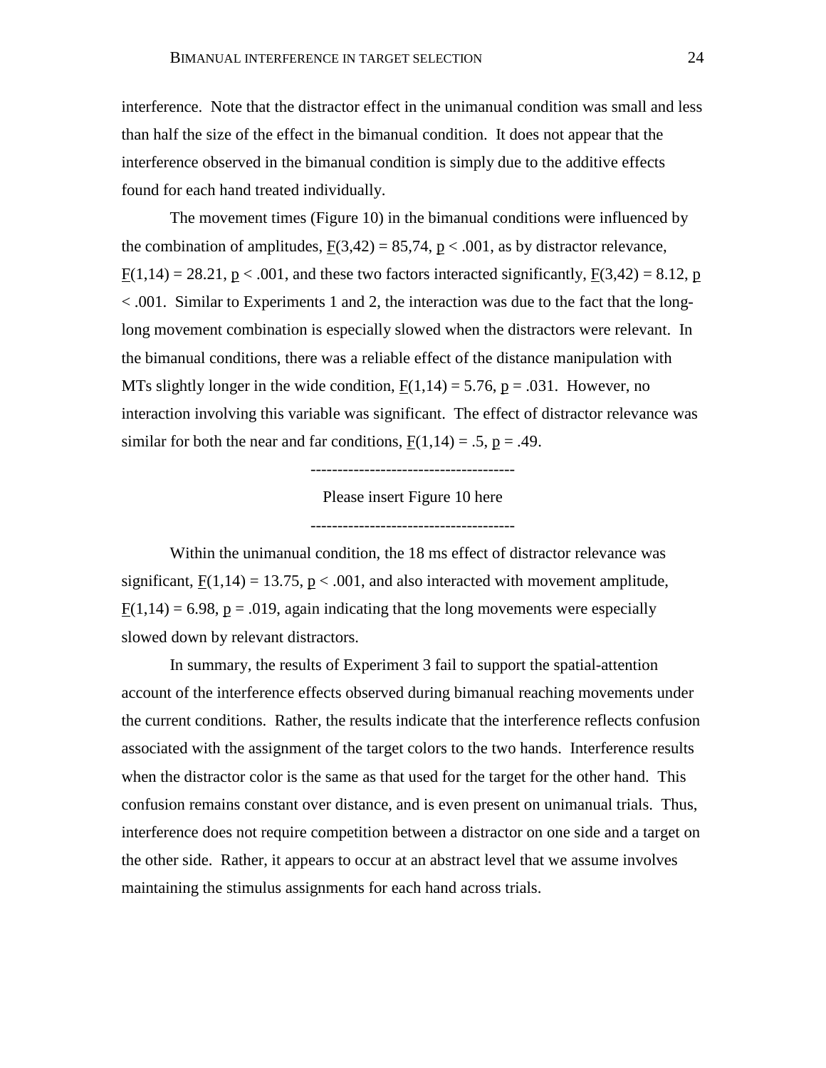interference. Note that the distractor effect in the unimanual condition was small and less than half the size of the effect in the bimanual condition. It does not appear that the interference observed in the bimanual condition is simply due to the additive effects found for each hand treated individually.

The movement times (Figure 10) in the bimanual conditions were influenced by the combination of amplitudes, $F(3,42) = 85,74$, $p < .001$, as by distractor relevance, $F(1,14) = 28.21$, $p < .001$, and these two factors interacted significantly, $F(3,42) = 8.12$, $p < .001$. Similar to Experiments 1 and 2, the interaction was due to the fact that the long-long movement combination is especially slowed when the distractors were relevant. In the bimanual conditions, there was a reliable effect of the distance manipulation with MTs slightly longer in the wide condition, $F(1,14) = 5.76$, $p = .031$. However, no interaction involving this variable was significant. The effect of distractor relevance was similar for both the near and far conditions, $F(1,14) = .5$, $p = .49$.

--------------------------------------

Please insert Figure 10 here

--------------------------------------

Within the unimanual condition, the 18 ms effect of distractor relevance was significant, $F(1,14) = 13.75$, $p < .001$, and also interacted with movement amplitude, $F(1,14) = 6.98$, $p = .019$, again indicating that the long movements were especially slowed down by relevant distractors.

In summary, the results of Experiment 3 fail to support the spatial-attention account of the interference effects observed during bimanual reaching movements under the current conditions. Rather, the results indicate that the interference reflects confusion associated with the assignment of the target colors to the two hands. Interference results when the distractor color is the same as that used for the target for the other hand. This confusion remains constant over distance, and is even present on unimanual trials. Thus, interference does not require competition between a distractor on one side and a target on the other side. Rather, it appears to occur at an abstract level that we assume involves maintaining the stimulus assignments for each hand across trials.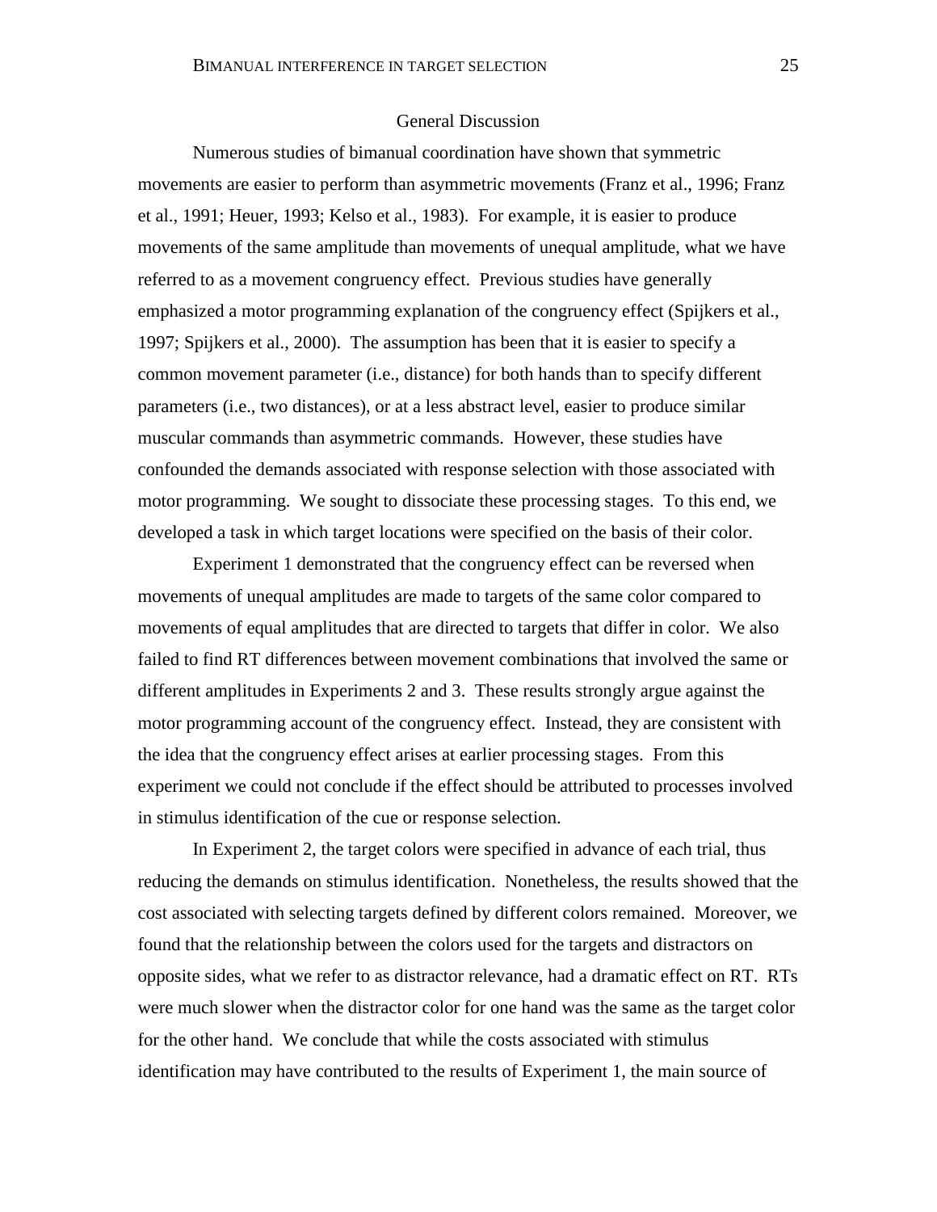## General Discussion

Numerous studies of bimanual coordination have shown that symmetric movements are easier to perform than asymmetric movements (Franz et al., 1996; Franz et al., 1991; Heuer, 1993; Kelso et al., 1983). For example, it is easier to produce movements of the same amplitude than movements of unequal amplitude, what we have referred to as a movement congruency effect. Previous studies have generally emphasized a motor programming explanation of the congruency effect (Spijkers et al., 1997; Spijkers et al., 2000). The assumption has been that it is easier to specify a common movement parameter (i.e., distance) for both hands than to specify different parameters (i.e., two distances), or at a less abstract level, easier to produce similar muscular commands than asymmetric commands. However, these studies have confounded the demands associated with response selection with those associated with motor programming. We sought to dissociate these processing stages. To this end, we developed a task in which target locations were specified on the basis of their color.

Experiment 1 demonstrated that the congruency effect can be reversed when movements of unequal amplitudes are made to targets of the same color compared to movements of equal amplitudes that are directed to targets that differ in color. We also failed to find RT differences between movement combinations that involved the same or different amplitudes in Experiments 2 and 3. These results strongly argue against the motor programming account of the congruency effect. Instead, they are consistent with the idea that the congruency effect arises at earlier processing stages. From this experiment we could not conclude if the effect should be attributed to processes involved in stimulus identification of the cue or response selection.

In Experiment 2, the target colors were specified in advance of each trial, thus reducing the demands on stimulus identification. Nonetheless, the results showed that the cost associated with selecting targets defined by different colors remained. Moreover, we found that the relationship between the colors used for the targets and distractors on opposite sides, what we refer to as distractor relevance, had a dramatic effect on RT. RTs were much slower when the distractor color for one hand was the same as the target color for the other hand. We conclude that while the costs associated with stimulus identification may have contributed to the results of Experiment 1, the main source of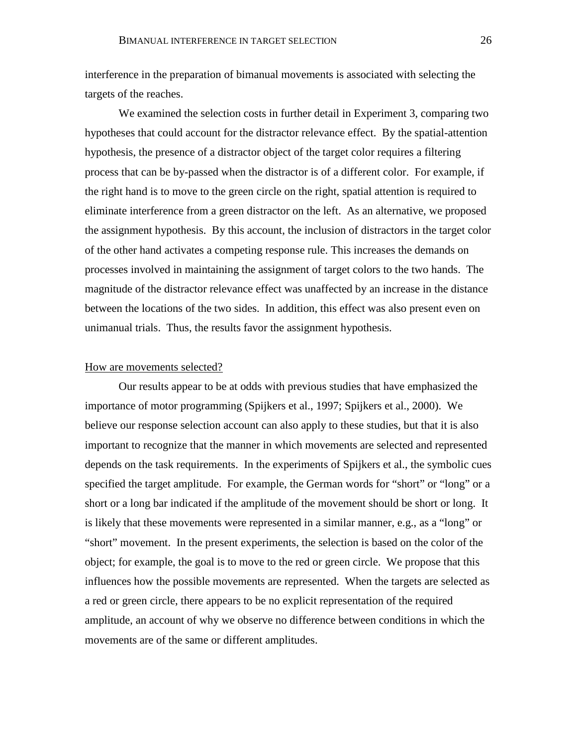interference in the preparation of bimanual movements is associated with selecting the targets of the reaches.

We examined the selection costs in further detail in Experiment 3, comparing two hypotheses that could account for the distractor relevance effect. By the spatial-attention hypothesis, the presence of a distractor object of the target color requires a filtering process that can be by-passed when the distractor is of a different color. For example, if the right hand is to move to the green circle on the right, spatial attention is required to eliminate interference from a green distractor on the left. As an alternative, we proposed the assignment hypothesis. By this account, the inclusion of distractors in the target color of the other hand activates a competing response rule. This increases the demands on processes involved in maintaining the assignment of target colors to the two hands. The magnitude of the distractor relevance effect was unaffected by an increase in the distance between the locations of the two sides. In addition, this effect was also present even on unimanual trials. Thus, the results favor the assignment hypothesis.

## How are movements selected?

Our results appear to be at odds with previous studies that have emphasized the importance of motor programming (Spijkers et al., 1997; Spijkers et al., 2000). We believe our response selection account can also apply to these studies, but that it is also important to recognize that the manner in which movements are selected and represented depends on the task requirements. In the experiments of Spijkers et al., the symbolic cues specified the target amplitude. For example, the German words for "short" or "long" or a short or a long bar indicated if the amplitude of the movement should be short or long. It is likely that these movements were represented in a similar manner, e.g., as a "long" or "short" movement. In the present experiments, the selection is based on the color of the object; for example, the goal is to move to the red or green circle. We propose that this influences how the possible movements are represented. When the targets are selected as a red or green circle, there appears to be no explicit representation of the required amplitude, an account of why we observe no difference between conditions in which the movements are of the same or different amplitudes.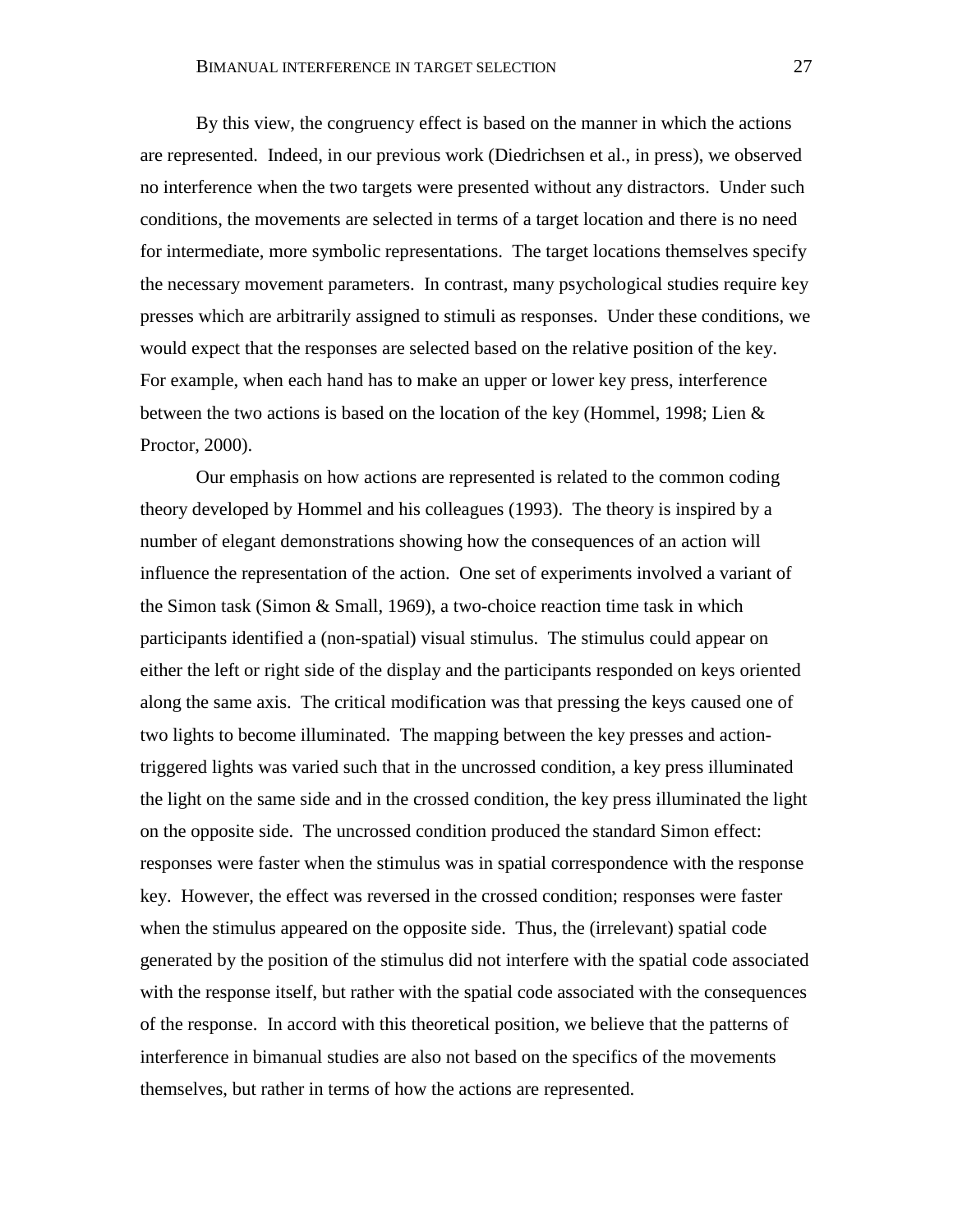By this view, the congruency effect is based on the manner in which the actions are represented. Indeed, in our previous work (Diedrichsen et al., in press), we observed no interference when the two targets were presented without any distractors. Under such conditions, the movements are selected in terms of a target location and there is no need for intermediate, more symbolic representations. The target locations themselves specify the necessary movement parameters. In contrast, many psychological studies require key presses which are arbitrarily assigned to stimuli as responses. Under these conditions, we would expect that the responses are selected based on the relative position of the key. For example, when each hand has to make an upper or lower key press, interference between the two actions is based on the location of the key (Hommel, 1998; Lien & Proctor, 2000).

Our emphasis on how actions are represented is related to the common coding theory developed by Hommel and his colleagues (1993). The theory is inspired by a number of elegant demonstrations showing how the consequences of an action will influence the representation of the action. One set of experiments involved a variant of the Simon task (Simon & Small, 1969), a two-choice reaction time task in which participants identified a (non-spatial) visual stimulus. The stimulus could appear on either the left or right side of the display and the participants responded on keys oriented along the same axis. The critical modification was that pressing the keys caused one of two lights to become illuminated. The mapping between the key presses and action-triggered lights was varied such that in the uncrossed condition, a key press illuminated the light on the same side and in the crossed condition, the key press illuminated the light on the opposite side. The uncrossed condition produced the standard Simon effect: responses were faster when the stimulus was in spatial correspondence with the response key. However, the effect was reversed in the crossed condition; responses were faster when the stimulus appeared on the opposite side. Thus, the (irrelevant) spatial code generated by the position of the stimulus did not interfere with the spatial code associated with the response itself, but rather with the spatial code associated with the consequences of the response. In accord with this theoretical position, we believe that the patterns of interference in bimanual studies are also not based on the specifics of the movements themselves, but rather in terms of how the actions are represented.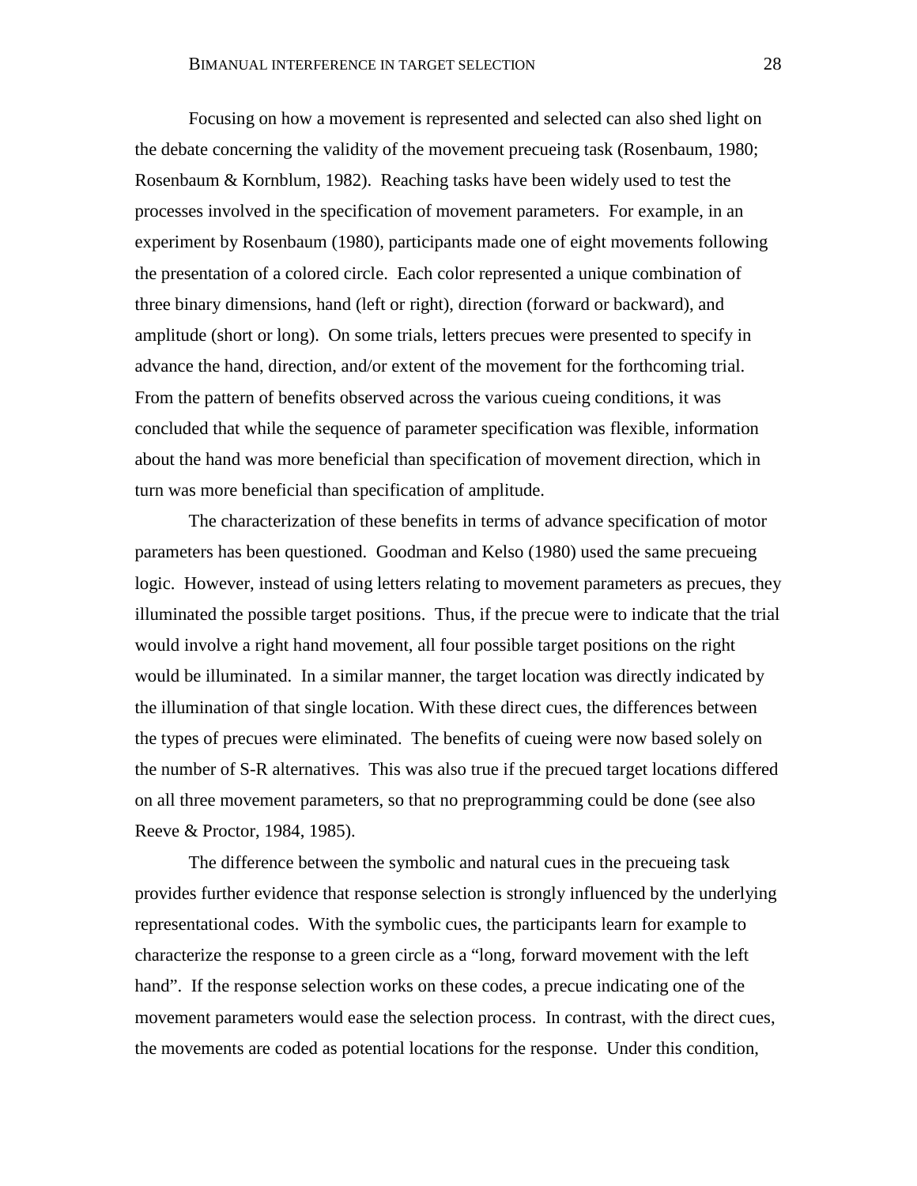Focusing on how a movement is represented and selected can also shed light on the debate concerning the validity of the movement precueing task (Rosenbaum, 1980; Rosenbaum & Kornblum, 1982). Reaching tasks have been widely used to test the processes involved in the specification of movement parameters. For example, in an experiment by Rosenbaum (1980), participants made one of eight movements following the presentation of a colored circle. Each color represented a unique combination of three binary dimensions, hand (left or right), direction (forward or backward), and amplitude (short or long). On some trials, letters precues were presented to specify in advance the hand, direction, and/or extent of the movement for the forthcoming trial. From the pattern of benefits observed across the various cueing conditions, it was concluded that while the sequence of parameter specification was flexible, information about the hand was more beneficial than specification of movement direction, which in turn was more beneficial than specification of amplitude.

The characterization of these benefits in terms of advance specification of motor parameters has been questioned. Goodman and Kelso (1980) used the same precueing logic. However, instead of using letters relating to movement parameters as precues, they illuminated the possible target positions. Thus, if the precue were to indicate that the trial would involve a right hand movement, all four possible target positions on the right would be illuminated. In a similar manner, the target location was directly indicated by the illumination of that single location. With these direct cues, the differences between the types of precues were eliminated. The benefits of cueing were now based solely on the number of S-R alternatives. This was also true if the precued target locations differed on all three movement parameters, so that no preprogramming could be done (see also Reeve & Proctor, 1984, 1985).

The difference between the symbolic and natural cues in the precueing task provides further evidence that response selection is strongly influenced by the underlying representational codes. With the symbolic cues, the participants learn for example to characterize the response to a green circle as a "long, forward movement with the left hand". If the response selection works on these codes, a precue indicating one of the movement parameters would ease the selection process. In contrast, with the direct cues, the movements are coded as potential locations for the response. Under this condition,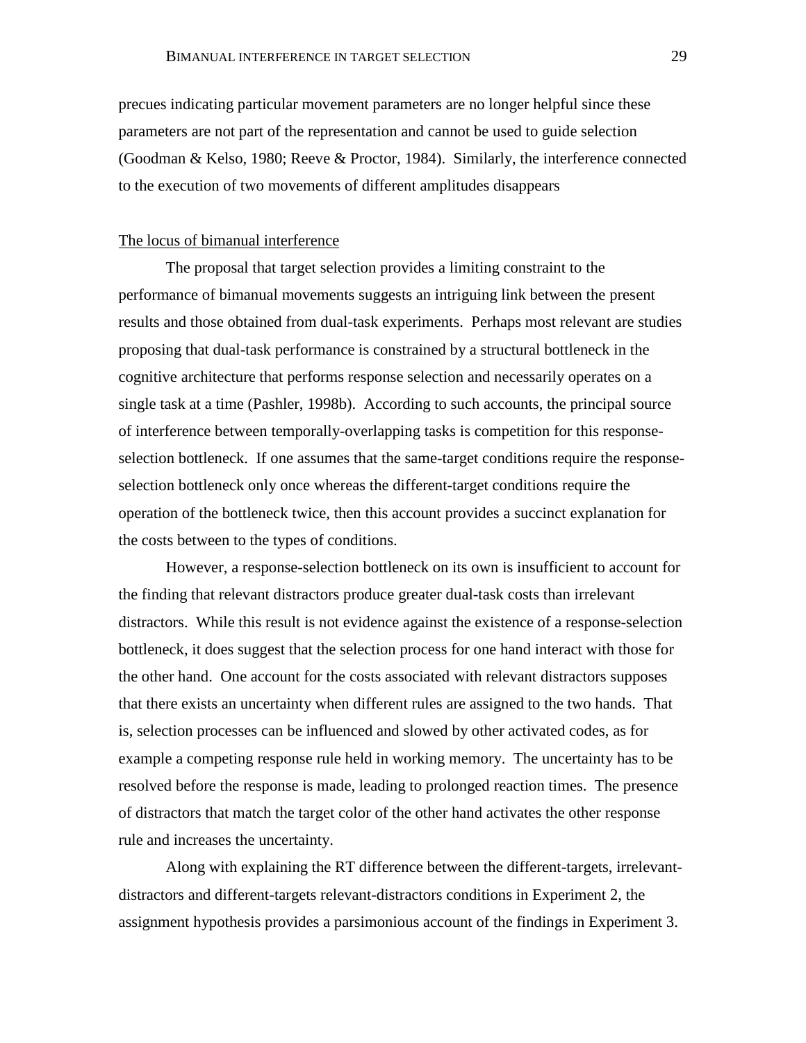precues indicating particular movement parameters are no longer helpful since these parameters are not part of the representation and cannot be used to guide selection (Goodman & Kelso, 1980; Reeve & Proctor, 1984). Similarly, the interference connected to the execution of two movements of different amplitudes disappears

## The locus of bimanual interference

The proposal that target selection provides a limiting constraint to the performance of bimanual movements suggests an intriguing link between the present results and those obtained from dual-task experiments. Perhaps most relevant are studies proposing that dual-task performance is constrained by a structural bottleneck in the cognitive architecture that performs response selection and necessarily operates on a single task at a time (Pashler, 1998b). According to such accounts, the principal source of interference between temporally-overlapping tasks is competition for this response-selection bottleneck. If one assumes that the same-target conditions require the response-selection bottleneck only once whereas the different-target conditions require the operation of the bottleneck twice, then this account provides a succinct explanation for the costs between to the types of conditions.

However, a response-selection bottleneck on its own is insufficient to account for the finding that relevant distractors produce greater dual-task costs than irrelevant distractors. While this result is not evidence against the existence of a response-selection bottleneck, it does suggest that the selection process for one hand interact with those for the other hand. One account for the costs associated with relevant distractors supposes that there exists an uncertainty when different rules are assigned to the two hands. That is, selection processes can be influenced and slowed by other activated codes, as for example a competing response rule held in working memory. The uncertainty has to be resolved before the response is made, leading to prolonged reaction times. The presence of distractors that match the target color of the other hand activates the other response rule and increases the uncertainty.

Along with explaining the RT difference between the different-targets, irrelevant-distractors and different-targets relevant-distractors conditions in Experiment 2, the assignment hypothesis provides a parsimonious account of the findings in Experiment 3.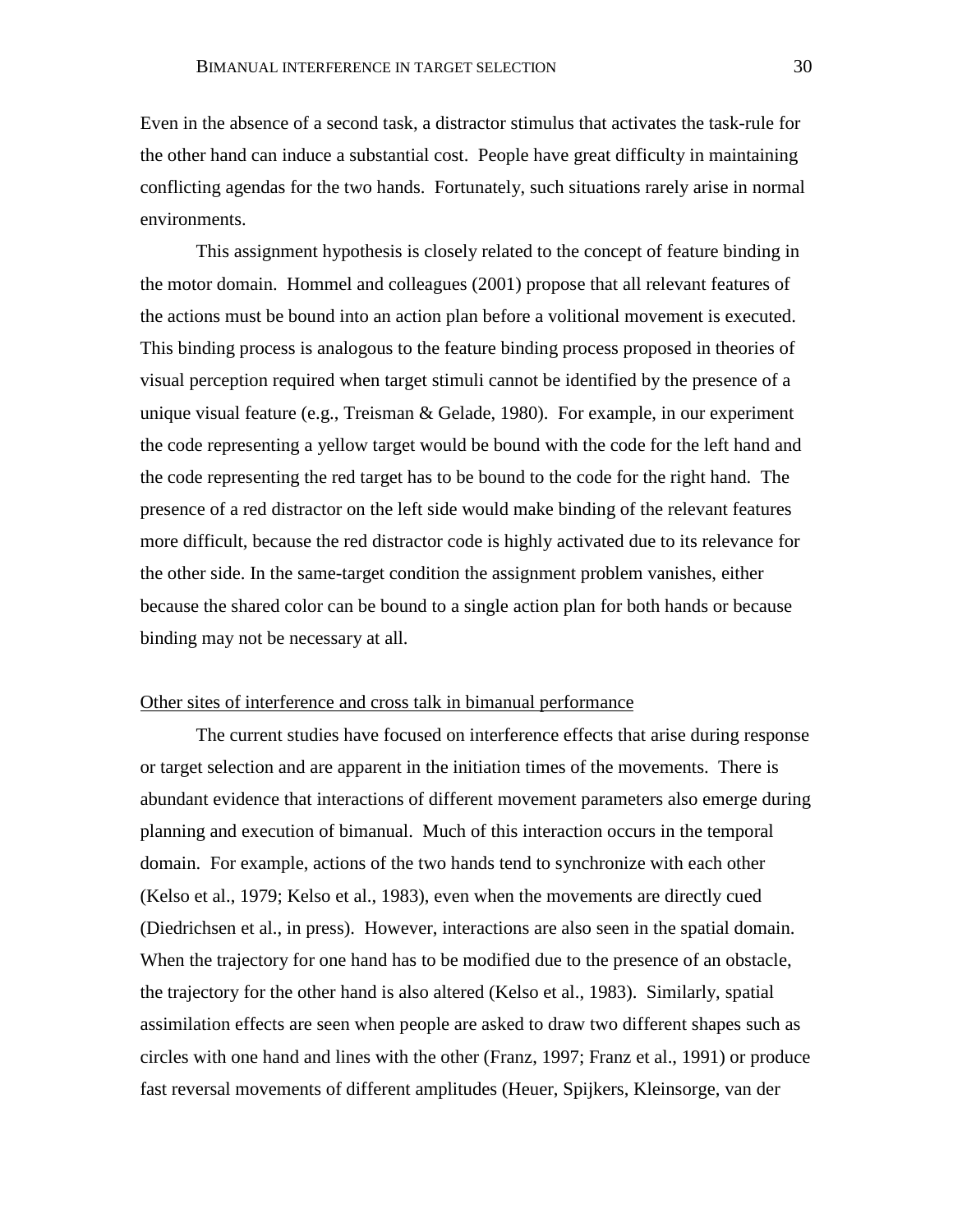Even in the absence of a second task, a distractor stimulus that activates the task-rule for the other hand can induce a substantial cost. People have great difficulty in maintaining conflicting agendas for the two hands. Fortunately, such situations rarely arise in normal environments.

This assignment hypothesis is closely related to the concept of feature binding in the motor domain. Hommel and colleagues (2001) propose that all relevant features of the actions must be bound into an action plan before a volitional movement is executed. This binding process is analogous to the feature binding process proposed in theories of visual perception required when target stimuli cannot be identified by the presence of a unique visual feature (e.g., Treisman & Gelade, 1980). For example, in our experiment the code representing a yellow target would be bound with the code for the left hand and the code representing the red target has to be bound to the code for the right hand. The presence of a red distractor on the left side would make binding of the relevant features more difficult, because the red distractor code is highly activated due to its relevance for the other side. In the same-target condition the assignment problem vanishes, either because the shared color can be bound to a single action plan for both hands or because binding may not be necessary at all.

## Other sites of interference and cross talk in bimanual performance

The current studies have focused on interference effects that arise during response or target selection and are apparent in the initiation times of the movements. There is abundant evidence that interactions of different movement parameters also emerge during planning and execution of bimanual. Much of this interaction occurs in the temporal domain. For example, actions of the two hands tend to synchronize with each other (Kelso et al., 1979; Kelso et al., 1983), even when the movements are directly cued (Diedrichsen et al., in press). However, interactions are also seen in the spatial domain. When the trajectory for one hand has to be modified due to the presence of an obstacle, the trajectory for the other hand is also altered (Kelso et al., 1983). Similarly, spatial assimilation effects are seen when people are asked to draw two different shapes such as circles with one hand and lines with the other (Franz, 1997; Franz et al., 1991) or produce fast reversal movements of different amplitudes (Heuer, Spijkers, Kleinsorge, van der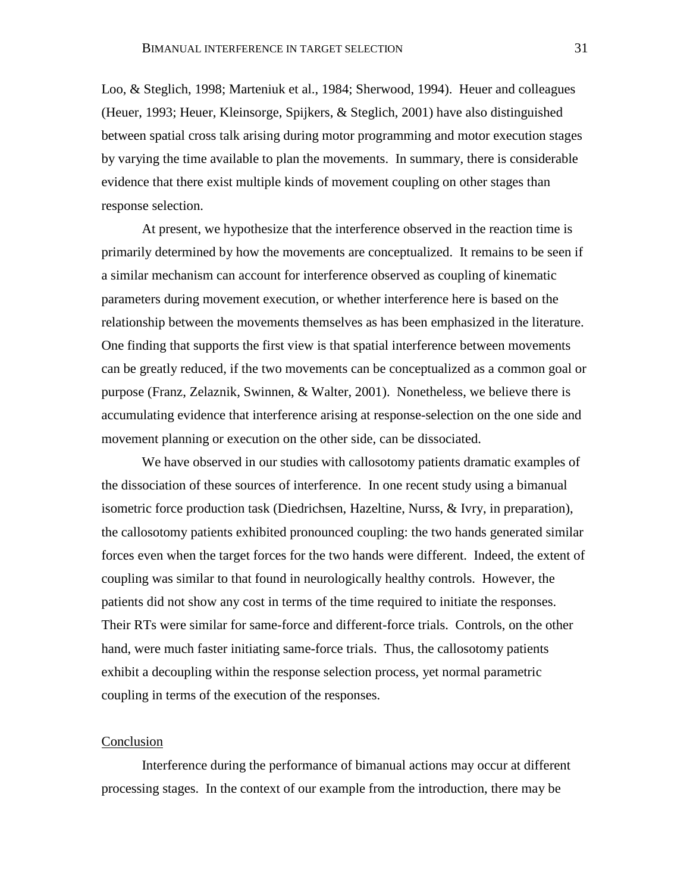Loo, & Steglich, 1998; Marteniuk et al., 1984; Sherwood, 1994). Heuer and colleagues (Heuer, 1993; Heuer, Kleinsorge, Spijkers, & Steglich, 2001) have also distinguished between spatial cross talk arising during motor programming and motor execution stages by varying the time available to plan the movements. In summary, there is considerable evidence that there exist multiple kinds of movement coupling on other stages than response selection.

At present, we hypothesize that the interference observed in the reaction time is primarily determined by how the movements are conceptualized. It remains to be seen if a similar mechanism can account for interference observed as coupling of kinematic parameters during movement execution, or whether interference here is based on the relationship between the movements themselves as has been emphasized in the literature. One finding that supports the first view is that spatial interference between movements can be greatly reduced, if the two movements can be conceptualized as a common goal or purpose (Franz, Zelaznik, Swinnen, & Walter, 2001). Nonetheless, we believe there is accumulating evidence that interference arising at response-selection on the one side and movement planning or execution on the other side, can be dissociated.

We have observed in our studies with callosotomy patients dramatic examples of the dissociation of these sources of interference. In one recent study using a bimanual isometric force production task (Diedrichsen, Hazeltine, Nurss, & Ivry, in preparation), the callosotomy patients exhibited pronounced coupling: the two hands generated similar forces even when the target forces for the two hands were different. Indeed, the extent of coupling was similar to that found in neurologically healthy controls. However, the patients did not show any cost in terms of the time required to initiate the responses. Their RTs were similar for same-force and different-force trials. Controls, on the other hand, were much faster initiating same-force trials. Thus, the callosotomy patients exhibit a decoupling within the response selection process, yet normal parametric coupling in terms of the execution of the responses.

## Conclusion

Interference during the performance of bimanual actions may occur at different processing stages. In the context of our example from the introduction, there may be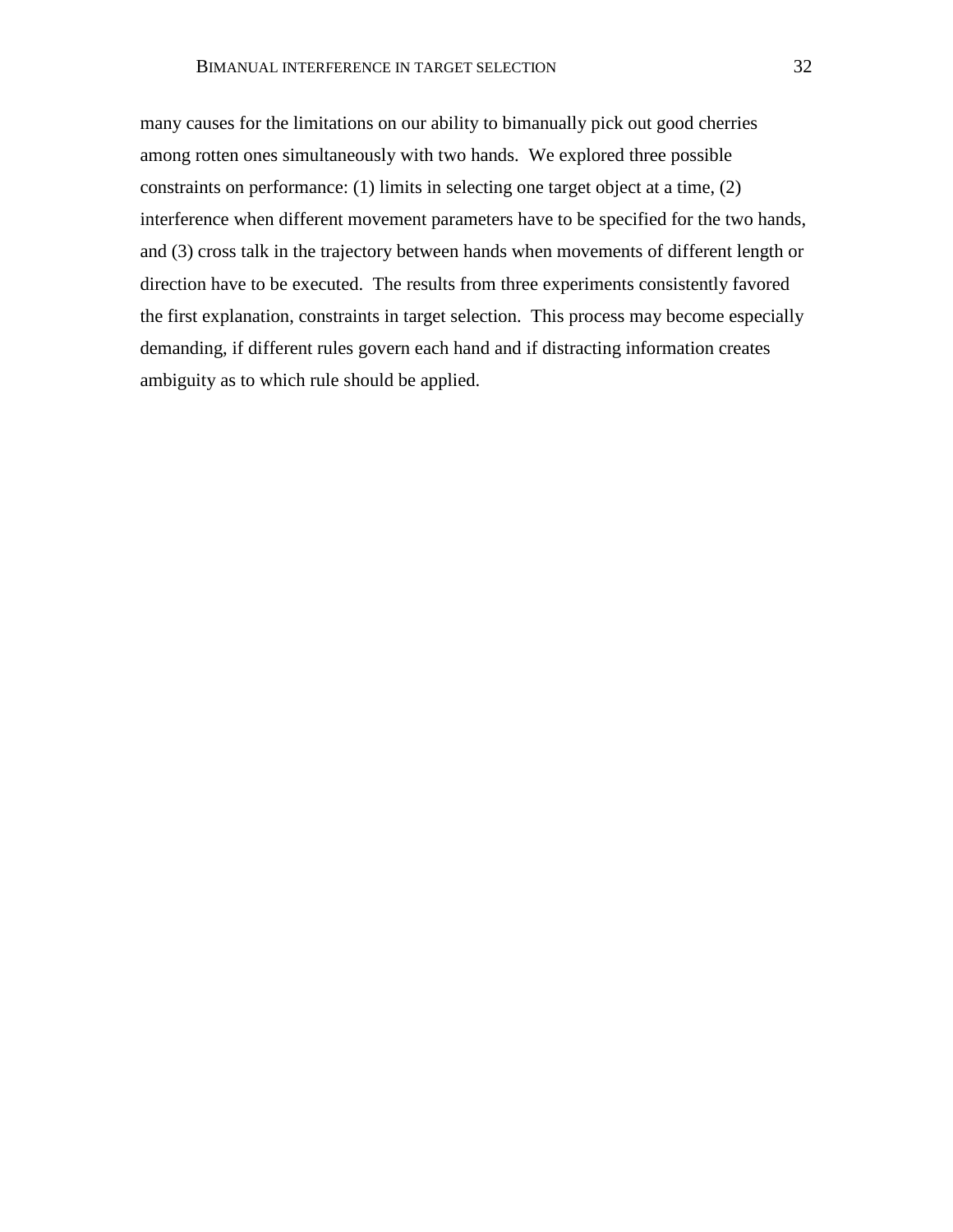many causes for the limitations on our ability to bimanually pick out good cherries among rotten ones simultaneously with two hands. We explored three possible constraints on performance: (1) limits in selecting one target object at a time, (2) interference when different movement parameters have to be specified for the two hands, and (3) cross talk in the trajectory between hands when movements of different length or direction have to be executed. The results from three experiments consistently favored the first explanation, constraints in target selection. This process may become especially demanding, if different rules govern each hand and if distracting information creates ambiguity as to which rule should be applied.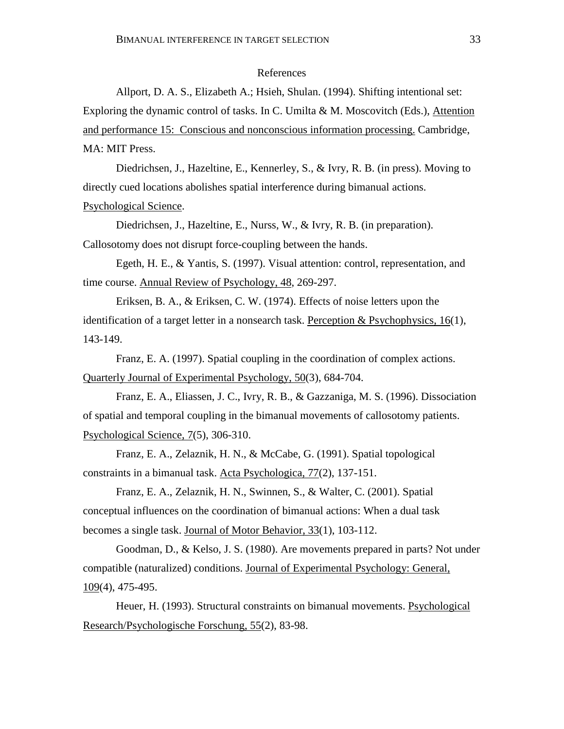## References

Allport, D. A. S., Elizabeth A.; Hsieh, Shulan. (1994). Shifting intentional set: Exploring the dynamic control of tasks. In C. Umilta & M. Moscovitch (Eds.), Attention and performance 15: Conscious and nonconscious information processing. Cambridge, MA: MIT Press.

Diedrichsen, J., Hazeltine, E., Kennerley, S., & Ivry, R. B. (in press). Moving to directly cued locations abolishes spatial interference during bimanual actions. Psychological Science.

Diedrichsen, J., Hazeltine, E., Nurss, W., & Ivry, R. B. (in preparation). Callosotomy does not disrupt force-coupling between the hands.

Egeth, H. E., & Yantis, S. (1997). Visual attention: control, representation, and time course. Annual Review of Psychology, 48, 269-297.

Eriksen, B. A., & Eriksen, C. W. (1974). Effects of noise letters upon the identification of a target letter in a nonsearch task. Perception & Psychophysics, 16(1), 143-149.

Franz, E. A. (1997). Spatial coupling in the coordination of complex actions. Quarterly Journal of Experimental Psychology, 50(3), 684-704.

Franz, E. A., Eliassen, J. C., Ivry, R. B., & Gazzaniga, M. S. (1996). Dissociation of spatial and temporal coupling in the bimanual movements of callosotomy patients. Psychological Science, 7(5), 306-310.

Franz, E. A., Zelaznik, H. N., & McCabe, G. (1991). Spatial topological constraints in a bimanual task. Acta Psychologica, 77(2), 137-151.

Franz, E. A., Zelaznik, H. N., Swinnen, S., & Walter, C. (2001). Spatial conceptual influences on the coordination of bimanual actions: When a dual task becomes a single task. Journal of Motor Behavior, 33(1), 103-112.

Goodman, D., & Kelso, J. S. (1980). Are movements prepared in parts? Not under compatible (naturalized) conditions. Journal of Experimental Psychology: General, 109(4), 475-495.

Heuer, H. (1993). Structural constraints on bimanual movements. Psychological Research/Psychologische Forschung, 55(2), 83-98.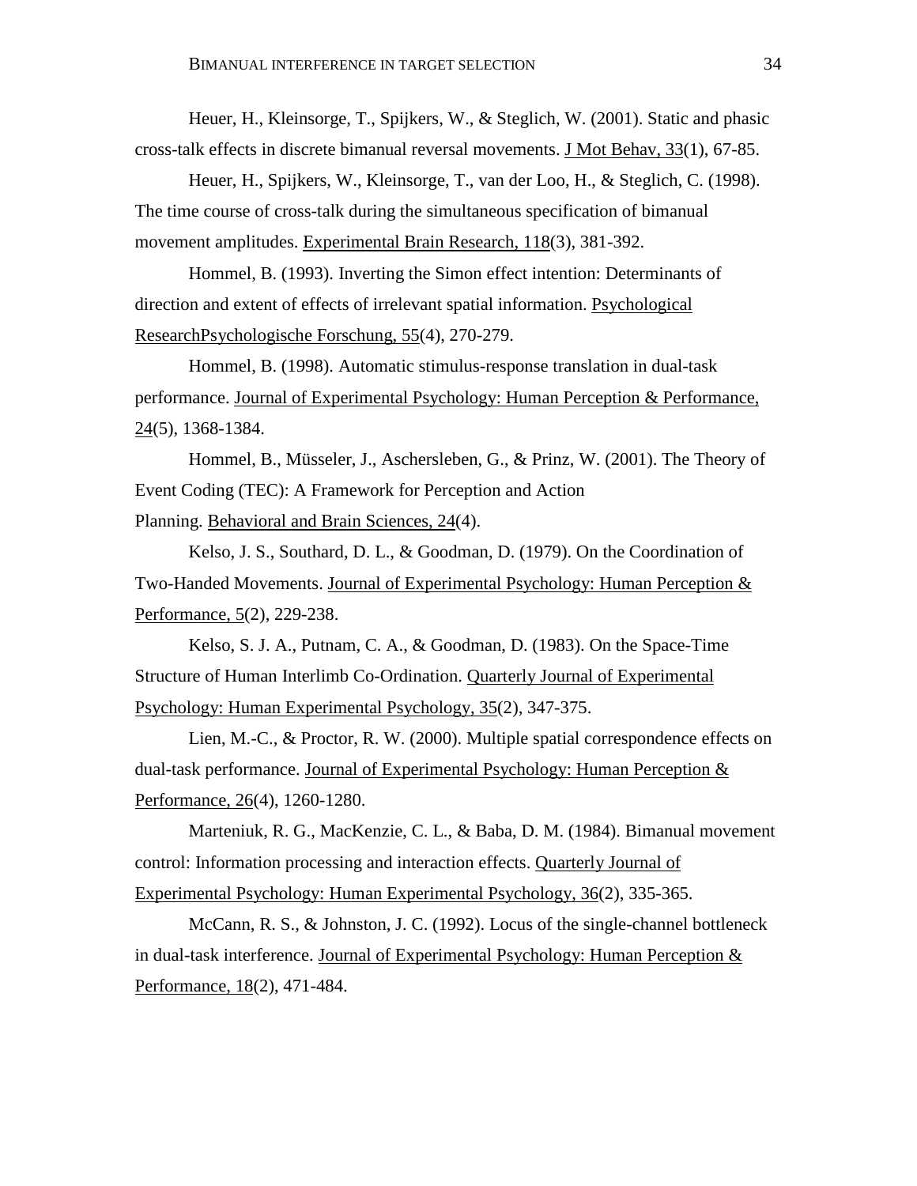Heuer, H., Kleinsorge, T., Spijkers, W., & Steglich, W. (2001). Static and phasic cross-talk effects in discrete bimanual reversal movements. J Mot Behav, 33(1), 67-85.

Heuer, H., Spijkers, W., Kleinsorge, T., van der Loo, H., & Steglich, C. (1998). The time course of cross-talk during the simultaneous specification of bimanual movement amplitudes. Experimental Brain Research, 118(3), 381-392.

Hommel, B. (1993). Inverting the Simon effect intention: Determinants of direction and extent of effects of irrelevant spatial information. Psychological ResearchPsychologische Forschung, 55(4), 270-279.

Hommel, B. (1998). Automatic stimulus-response translation in dual-task performance. Journal of Experimental Psychology: Human Perception & Performance, 24(5), 1368-1384.

Hommel, B., Müsseler, J., Aschersleben, G., & Prinz, W. (2001). The Theory of Event Coding (TEC): A Framework for Perception and Action Planning. Behavioral and Brain Sciences, 24(4).

Kelso, J. S., Southard, D. L., & Goodman, D. (1979). On the Coordination of Two-Handed Movements. Journal of Experimental Psychology: Human Perception & Performance, 5(2), 229-238.

Kelso, S. J. A., Putnam, C. A., & Goodman, D. (1983). On the Space-Time Structure of Human Interlimb Co-Ordination. Quarterly Journal of Experimental Psychology: Human Experimental Psychology, 35(2), 347-375.

Lien, M.-C., & Proctor, R. W. (2000). Multiple spatial correspondence effects on dual-task performance. Journal of Experimental Psychology: Human Perception & Performance, 26(4), 1260-1280.

Marteniuk, R. G., MacKenzie, C. L., & Baba, D. M. (1984). Bimanual movement control: Information processing and interaction effects. Quarterly Journal of Experimental Psychology: Human Experimental Psychology, 36(2), 335-365.

McCann, R. S., & Johnston, J. C. (1992). Locus of the single-channel bottleneck in dual-task interference. Journal of Experimental Psychology: Human Perception & Performance, 18(2), 471-484.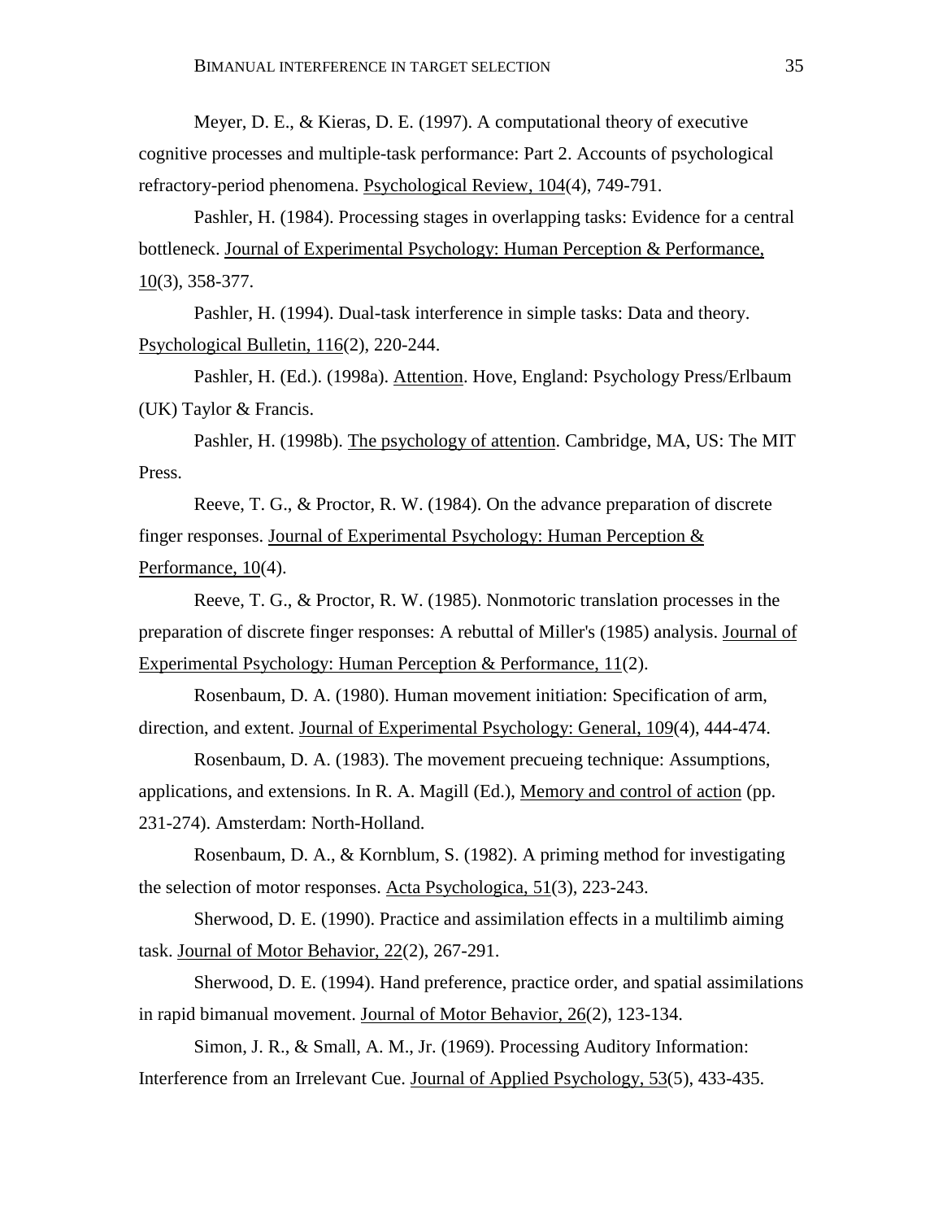Meyer, D. E., & Kieras, D. E. (1997). A computational theory of executive cognitive processes and multiple-task performance: Part 2. Accounts of psychological refractory-period phenomena. Psychological Review, 104(4), 749-791.

Pashler, H. (1984). Processing stages in overlapping tasks: Evidence for a central bottleneck. Journal of Experimental Psychology: Human Perception & Performance, 10(3), 358-377.

Pashler, H. (1994). Dual-task interference in simple tasks: Data and theory. Psychological Bulletin, 116(2), 220-244.

Pashler, H. (Ed.). (1998a). Attention. Hove, England: Psychology Press/Erlbaum (UK) Taylor & Francis.

Pashler, H. (1998b). The psychology of attention. Cambridge, MA, US: The MIT Press.

Reeve, T. G., & Proctor, R. W. (1984). On the advance preparation of discrete finger responses. Journal of Experimental Psychology: Human Perception & Performance, 10(4).

Reeve, T. G., & Proctor, R. W. (1985). Nonmotoric translation processes in the preparation of discrete finger responses: A rebuttal of Miller's (1985) analysis. Journal of Experimental Psychology: Human Perception & Performance, 11(2).

Rosenbaum, D. A. (1980). Human movement initiation: Specification of arm, direction, and extent. Journal of Experimental Psychology: General, 109(4), 444-474.

Rosenbaum, D. A. (1983). The movement precueing technique: Assumptions, applications, and extensions. In R. A. Magill (Ed.), Memory and control of action (pp. 231-274). Amsterdam: North-Holland.

Rosenbaum, D. A., & Kornblum, S. (1982). A priming method for investigating the selection of motor responses. Acta Psychologica, 51(3), 223-243.

Sherwood, D. E. (1990). Practice and assimilation effects in a multilimb aiming task. Journal of Motor Behavior, 22(2), 267-291.

Sherwood, D. E. (1994). Hand preference, practice order, and spatial assimilations in rapid bimanual movement. Journal of Motor Behavior, 26(2), 123-134.

Simon, J. R., & Small, A. M., Jr. (1969). Processing Auditory Information: Interference from an Irrelevant Cue. Journal of Applied Psychology, 53(5), 433-435.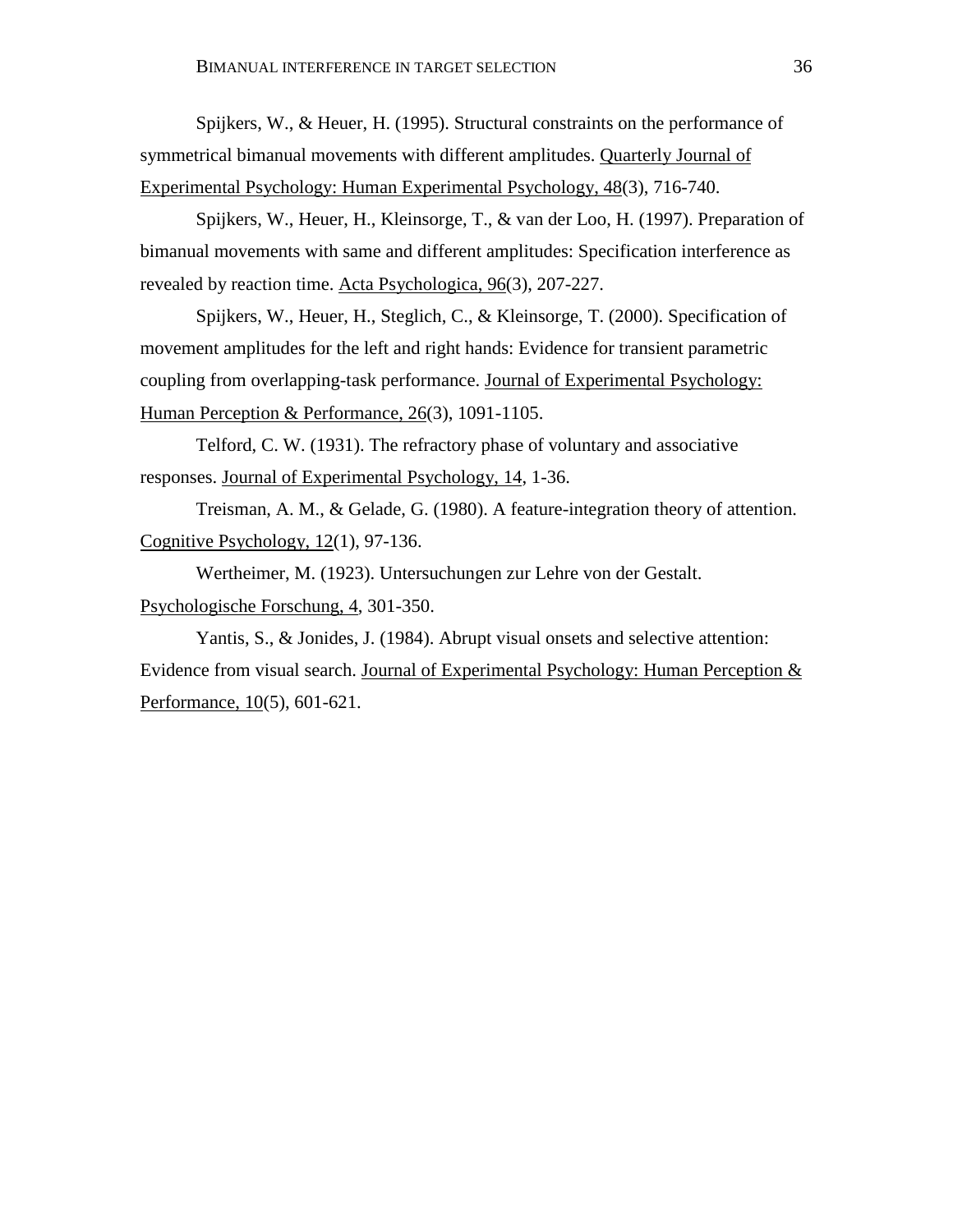Spijkers, W., & Heuer, H. (1995). Structural constraints on the performance of symmetrical bimanual movements with different amplitudes. Quarterly Journal of Experimental Psychology: Human Experimental Psychology, 48(3), 716-740.

Spijkers, W., Heuer, H., Kleinsorge, T., & van der Loo, H. (1997). Preparation of bimanual movements with same and different amplitudes: Specification interference as revealed by reaction time. Acta Psychologica, 96(3), 207-227.

Spijkers, W., Heuer, H., Steglich, C., & Kleinsorge, T. (2000). Specification of movement amplitudes for the left and right hands: Evidence for transient parametric coupling from overlapping-task performance. Journal of Experimental Psychology: Human Perception & Performance, 26(3), 1091-1105.

Telford, C. W. (1931). The refractory phase of voluntary and associative responses. Journal of Experimental Psychology, 14, 1-36.

Treisman, A. M., & Gelade, G. (1980). A feature-integration theory of attention. Cognitive Psychology, 12(1), 97-136.

Wertheimer, M. (1923). Untersuchungen zur Lehre von der Gestalt. Psychologische Forschung, 4, 301-350.

Yantis, S., & Jonides, J. (1984). Abrupt visual onsets and selective attention: Evidence from visual search. Journal of Experimental Psychology: Human Perception & Performance, 10(5), 601-621.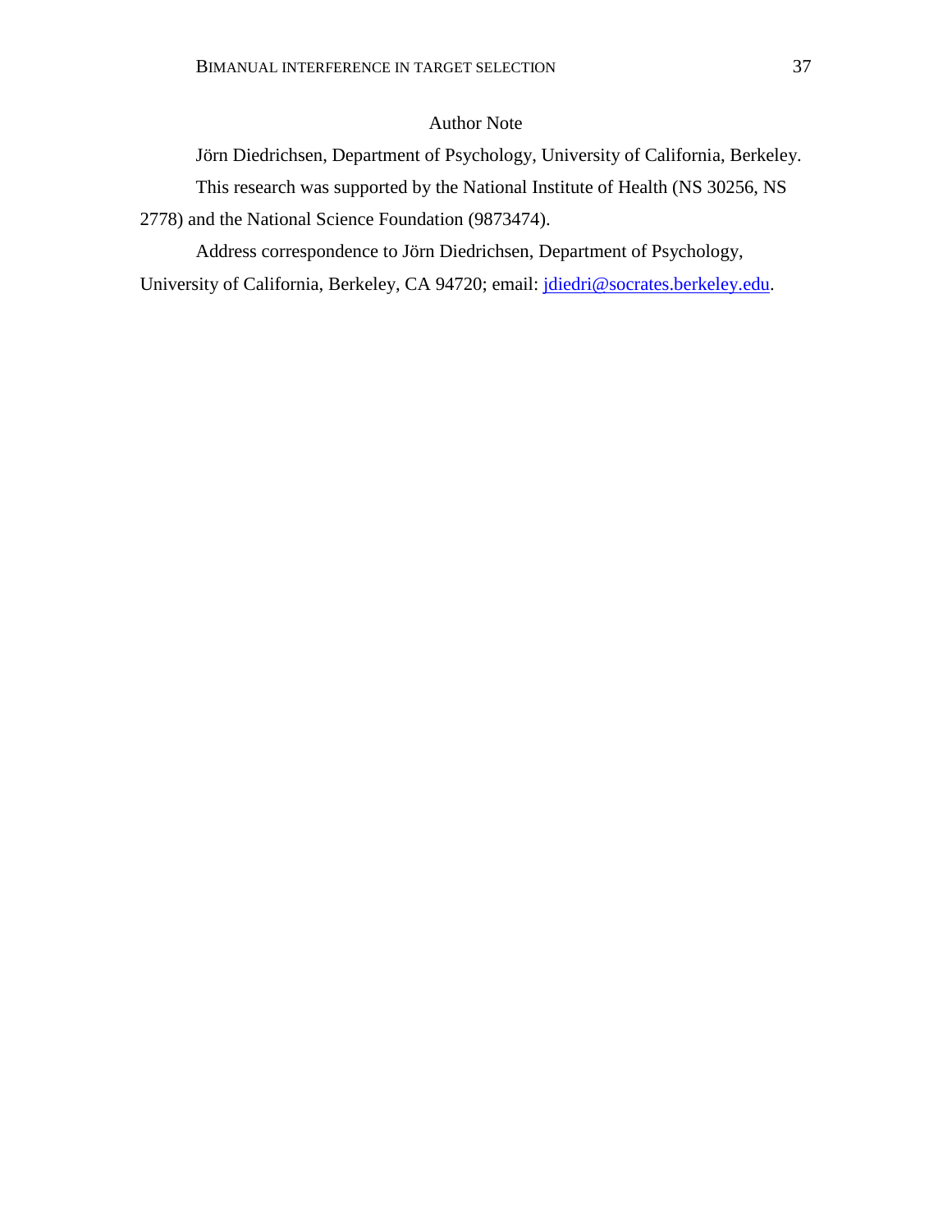## Author Note

Jörn Diedrichsen, Department of Psychology, University of California, Berkeley.

This research was supported by the National Institute of Health (NS 30256, NS 2778) and the National Science Foundation (9873474).

Address correspondence to Jörn Diedrichsen, Department of Psychology, University of California, Berkeley, CA 94720; email: jdiedri@socrates.berkeley.edu.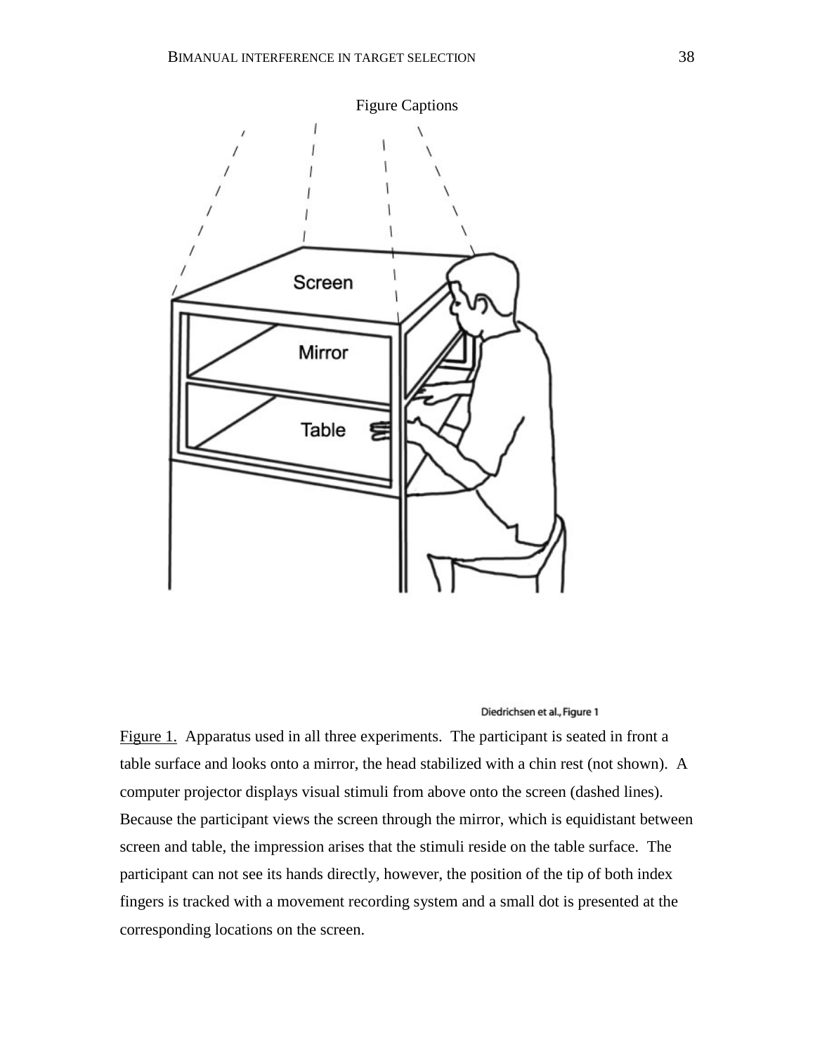Figure Captions

Figure 1. Apparatus used in all three experiments. The participant is seated in front a table surface and looks onto a mirror, the head stabilized with a chin rest (not shown). A computer projector displays visual stimuli from above onto the screen (dashed lines). Because the participant views the screen through the mirror, which is equidistant between screen and table, the impression arises that the stimuli reside on the table surface. The participant can not see its hands directly, however, the position of the tip of both index fingers is tracked with a movement recording system and a small dot is presented at the corresponding locations on the screen.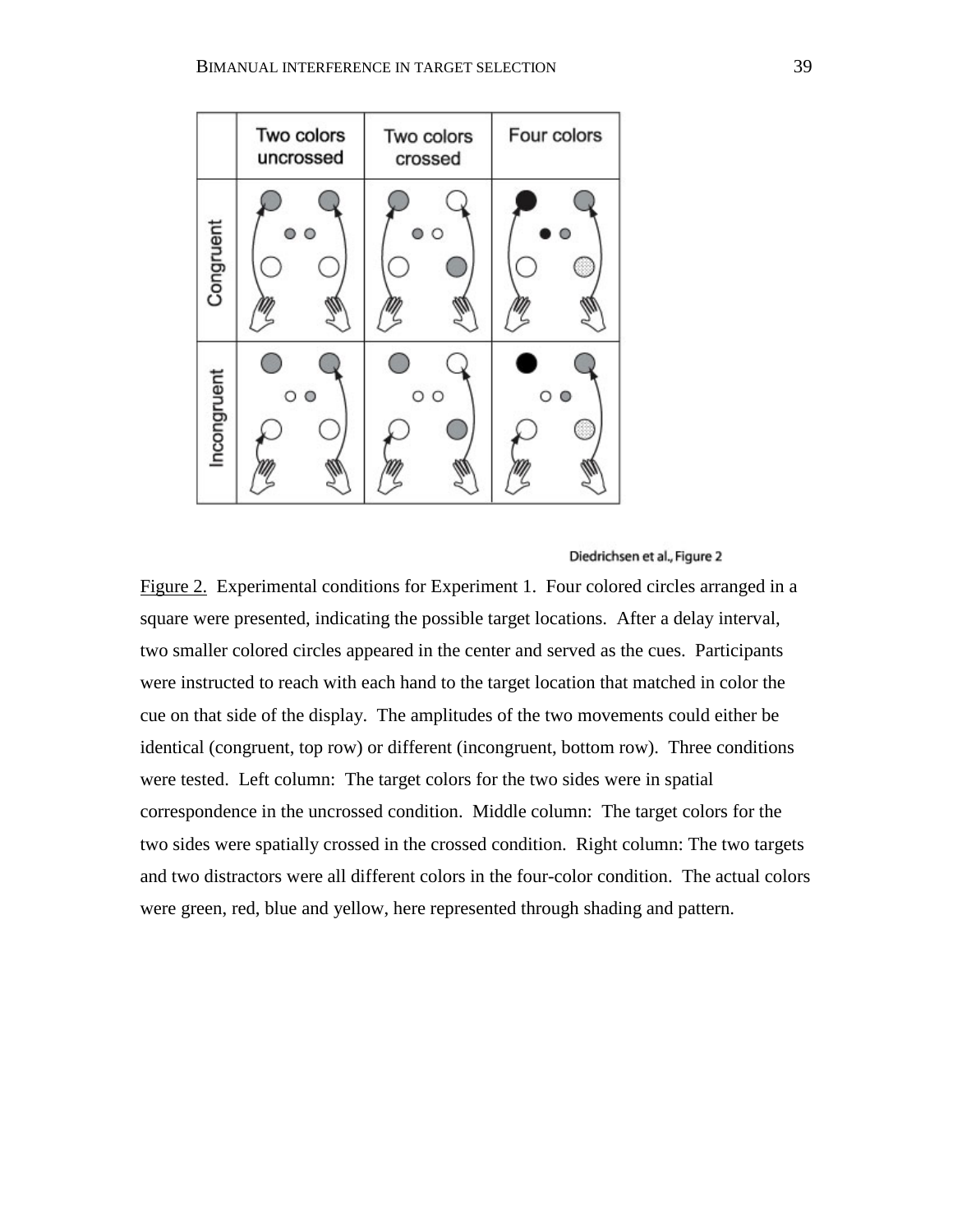Diedrichsen et al., Figure 2

Figure 2. Experimental conditions for Experiment 1. Four colored circles arranged in a square were presented, indicating the possible target locations. After a delay interval, two smaller colored circles appeared in the center and served as the cues. Participants were instructed to reach with each hand to the target location that matched in color the cue on that side of the display. The amplitudes of the two movements could either be identical (congruent, top row) or different (incongruent, bottom row). Three conditions were tested. Left column: The target colors for the two sides were in spatial correspondence in the uncrossed condition. Middle column: The target colors for the two sides were spatially crossed in the crossed condition. Right column: The two targets and two distractors were all different colors in the four-color condition. The actual colors were green, red, blue and yellow, here represented through shading and pattern.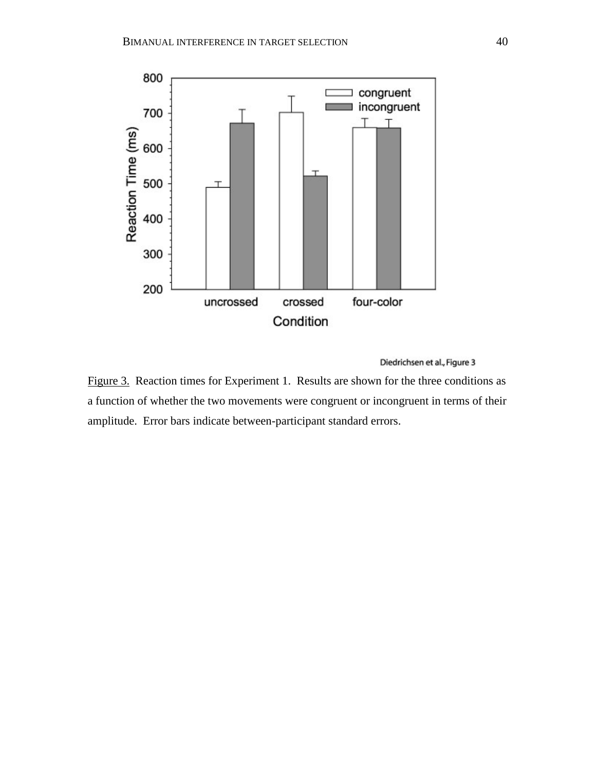Diedrichsen et al., Figure 3

Figure 3. Reaction times for Experiment 1. Results are shown for the three conditions as a function of whether the two movements were congruent or incongruent in terms of their amplitude. Error bars indicate between-participant standard errors.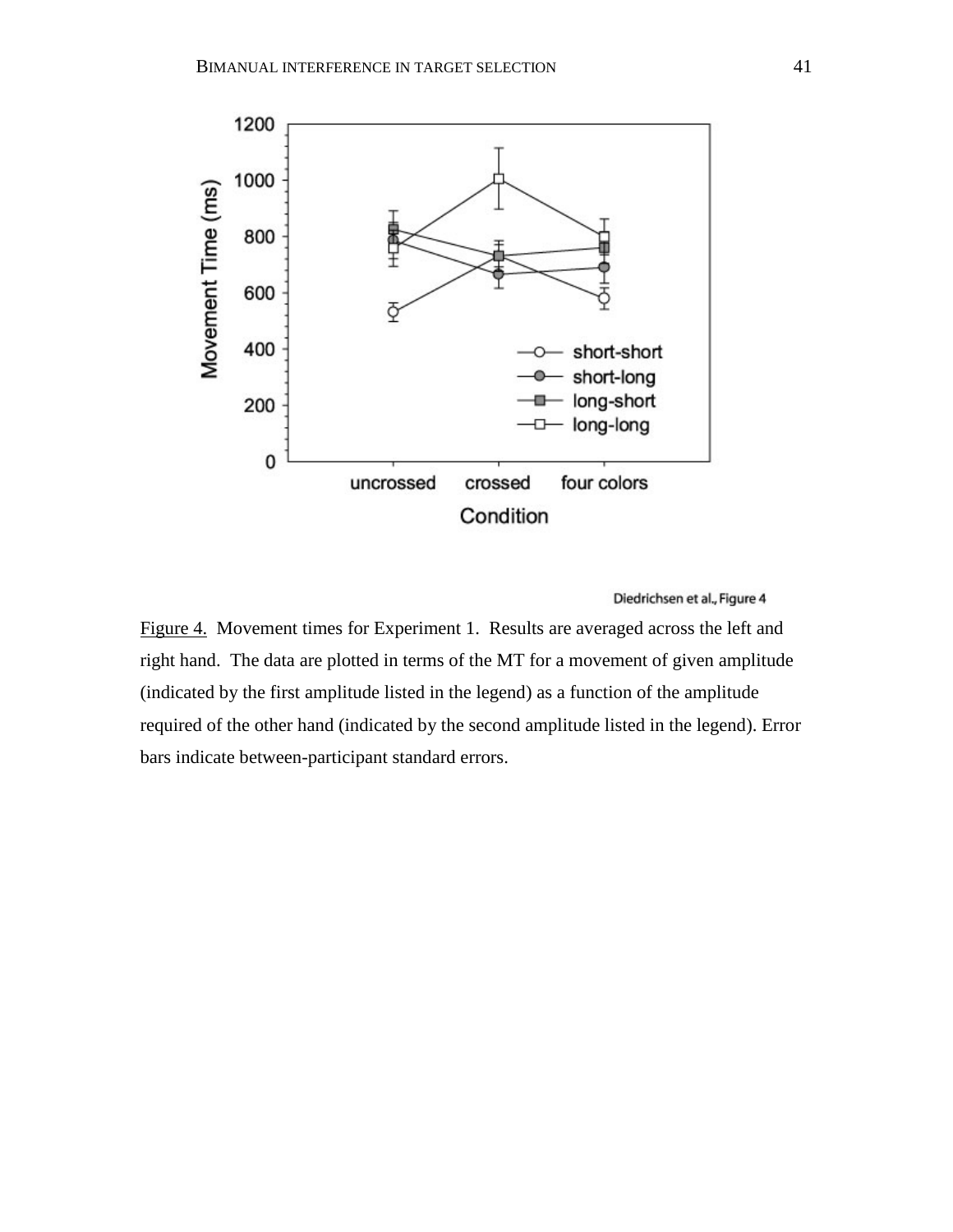Diedrichsen et al., Figure 4

Figure 4. Movement times for Experiment 1. Results are averaged across the left and right hand. The data are plotted in terms of the MT for a movement of given amplitude (indicated by the first amplitude listed in the legend) as a function of the amplitude required of the other hand (indicated by the second amplitude listed in the legend). Error bars indicate between-participant standard errors.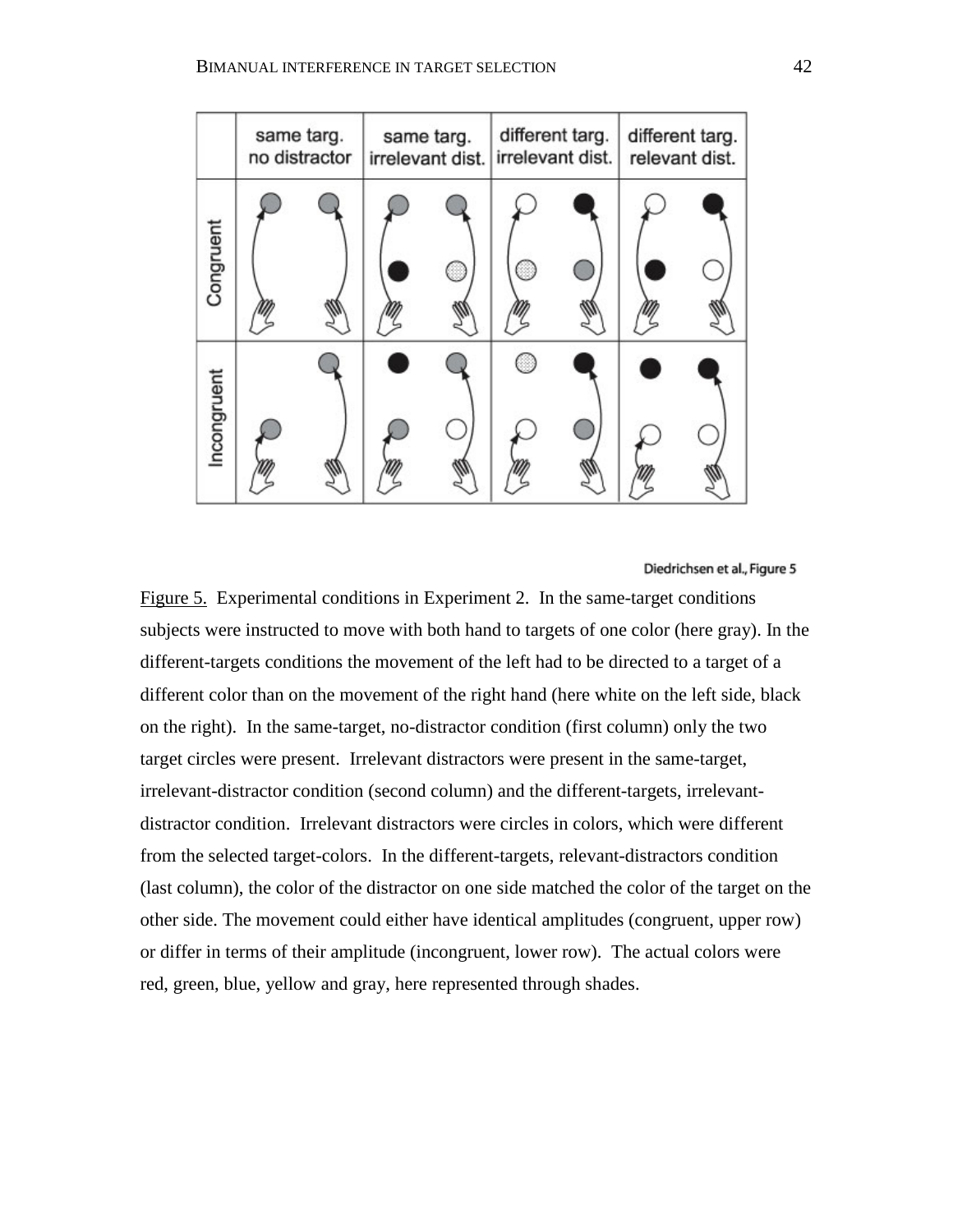Diedrichsen et al., Figure 5

Figure 5. Experimental conditions in Experiment 2. In the same-target conditions subjects were instructed to move with both hand to targets of one color (here gray). In the different-targets conditions the movement of the left had to be directed to a target of a different color than on the movement of the right hand (here white on the left side, black on the right). In the same-target, no-distractor condition (first column) only the two target circles were present. Irrelevant distractors were present in the same-target, irrelevant-distractor condition (second column) and the different-targets, irrelevant-distractor condition. Irrelevant distractors were circles in colors, which were different from the selected target-colors. In the different-targets, relevant-distractors condition (last column), the color of the distractor on one side matched the color of the target on the other side. The movement could either have identical amplitudes (congruent, upper row) or differ in terms of their amplitude (incongruent, lower row). The actual colors were red, green, blue, yellow and gray, here represented through shades.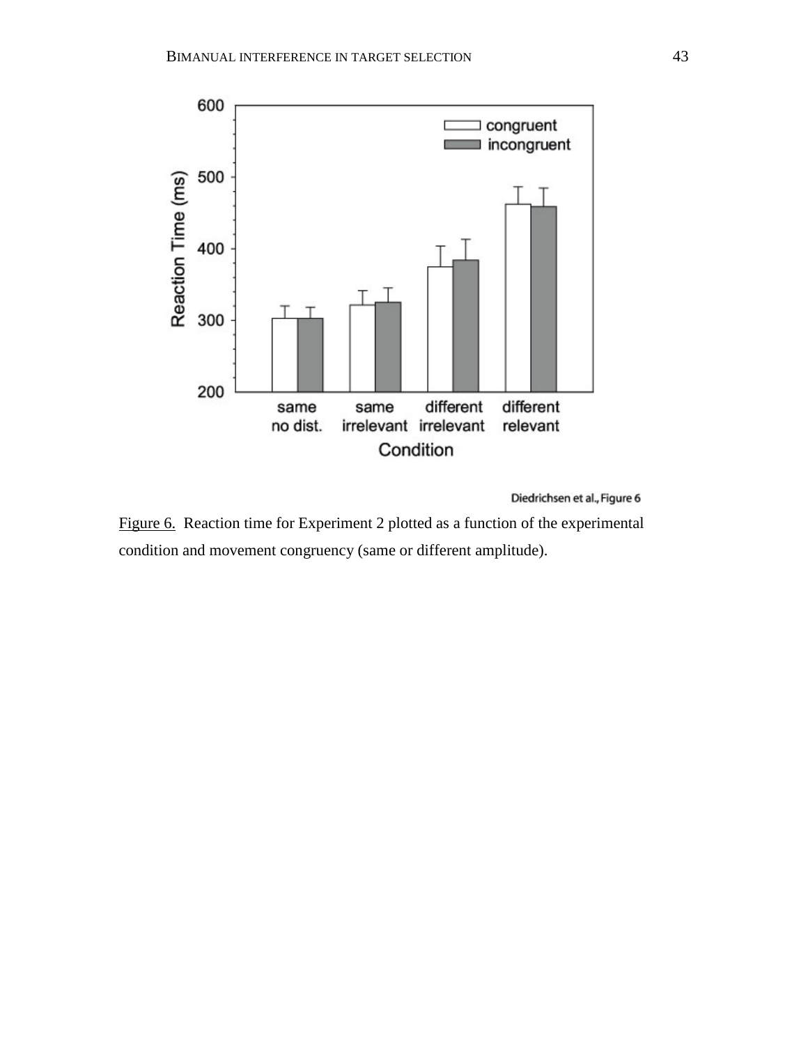Diedrichsen et al., Figure 6

Figure 6. Reaction time for Experiment 2 plotted as a function of the experimental condition and movement congruency (same or different amplitude).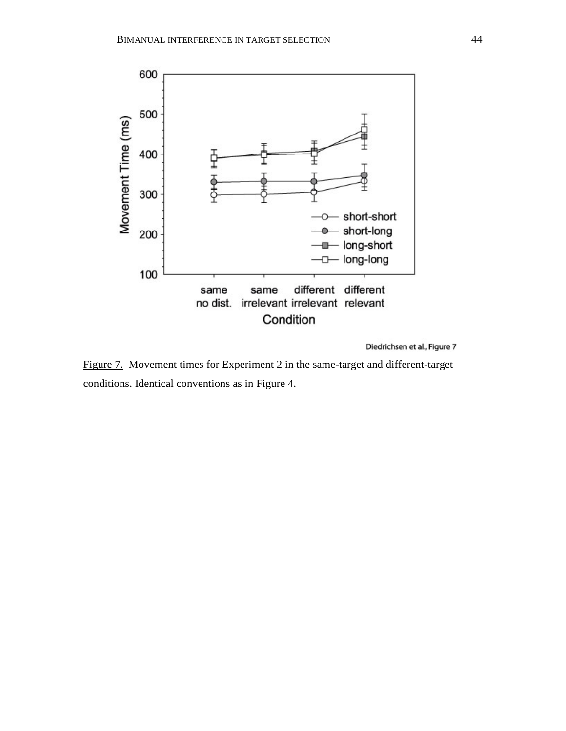Diedrichsen et al., Figure 7

Figure 7. Movement times for Experiment 2 in the same-target and different-target conditions. Identical conventions as in Figure 4.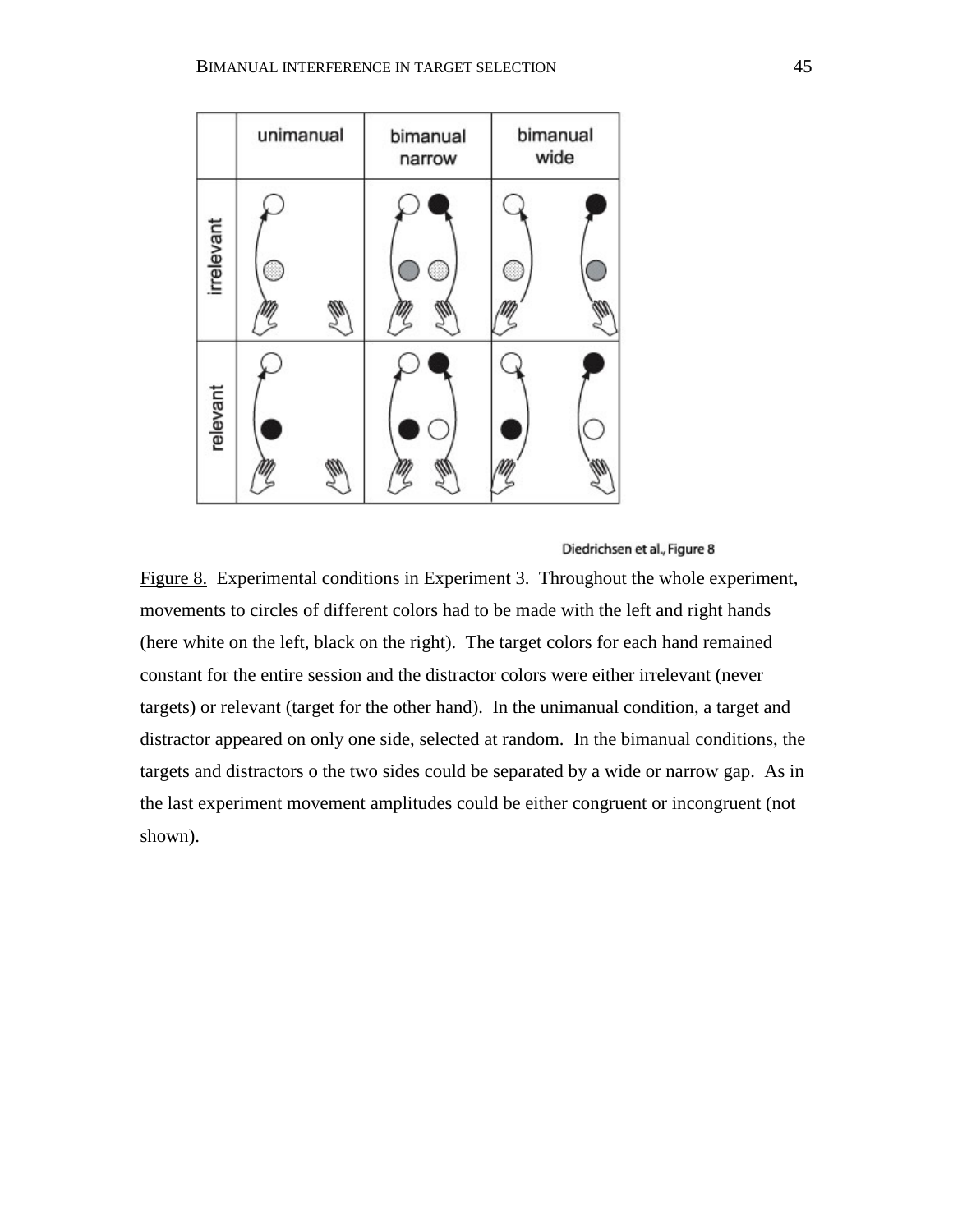Diedrichsen et al., Figure 8

Figure 8. Experimental conditions in Experiment 3. Throughout the whole experiment, movements to circles of different colors had to be made with the left and right hands (here white on the left, black on the right). The target colors for each hand remained constant for the entire session and the distractor colors were either irrelevant (never targets) or relevant (target for the other hand). In the unimanual condition, a target and distractor appeared on only one side, selected at random. In the bimanual conditions, the targets and distractors o the two sides could be separated by a wide or narrow gap. As in the last experiment movement amplitudes could be either congruent or incongruent (not shown).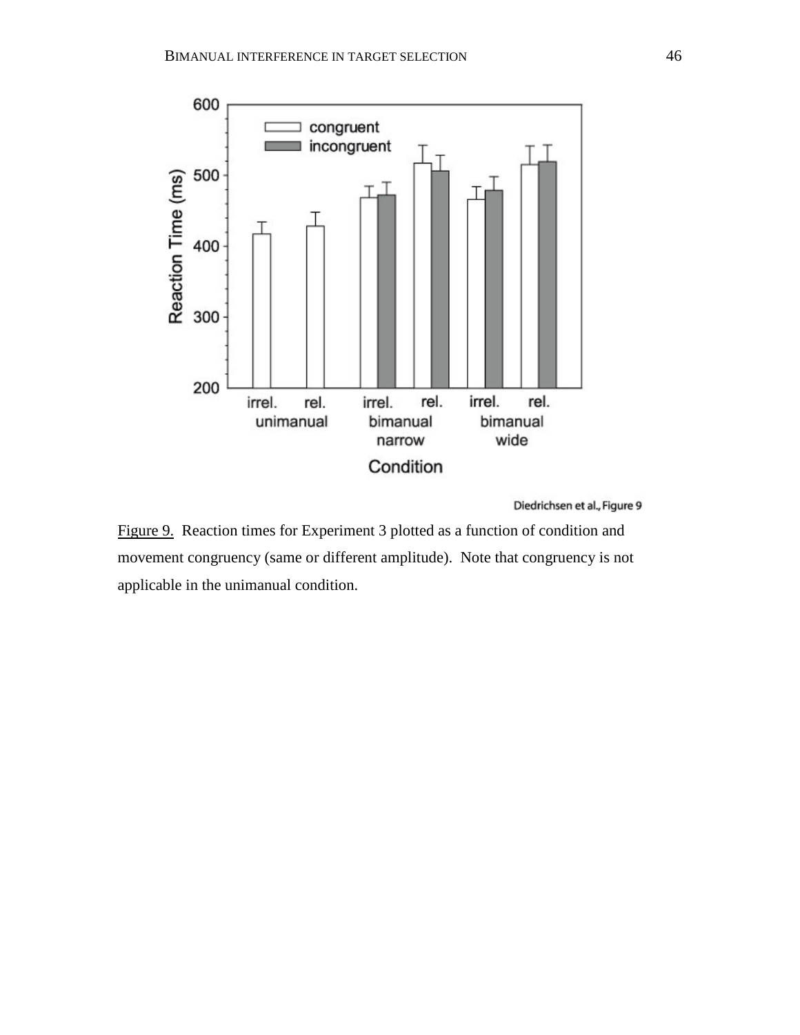Diedrichsen et al., Figure 9

Figure 9. Reaction times for Experiment 3 plotted as a function of condition and movement congruency (same or different amplitude). Note that congruency is not applicable in the unimanual condition.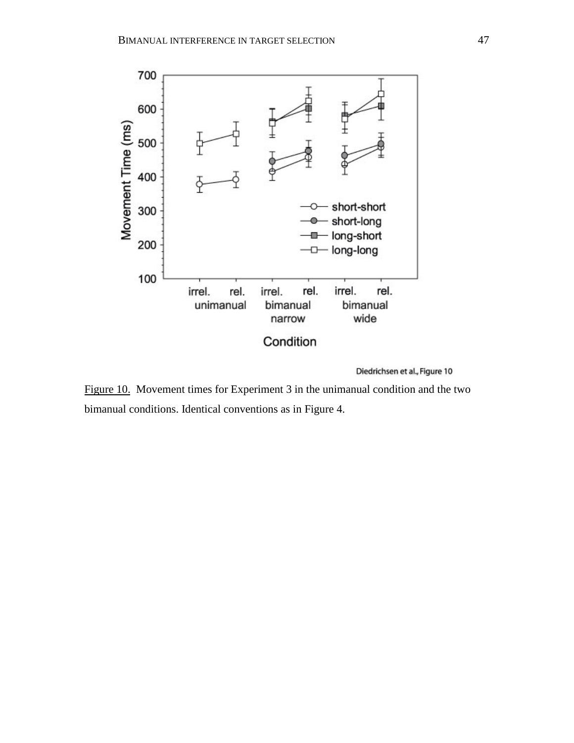Movement Time (ms)

700
600
500
400
300
200
100

short-short
short-long
long-short
long-long

irrel. rel. irrel. rel. irrel. rel.
unimanual bimanual narrow bimanual wide

Condition

Diedrichsen et al., Figure 10

Figure 10. Movement times for Experiment 3 in the unimanual condition and the two bimanual conditions. Identical conventions as in Figure 4.